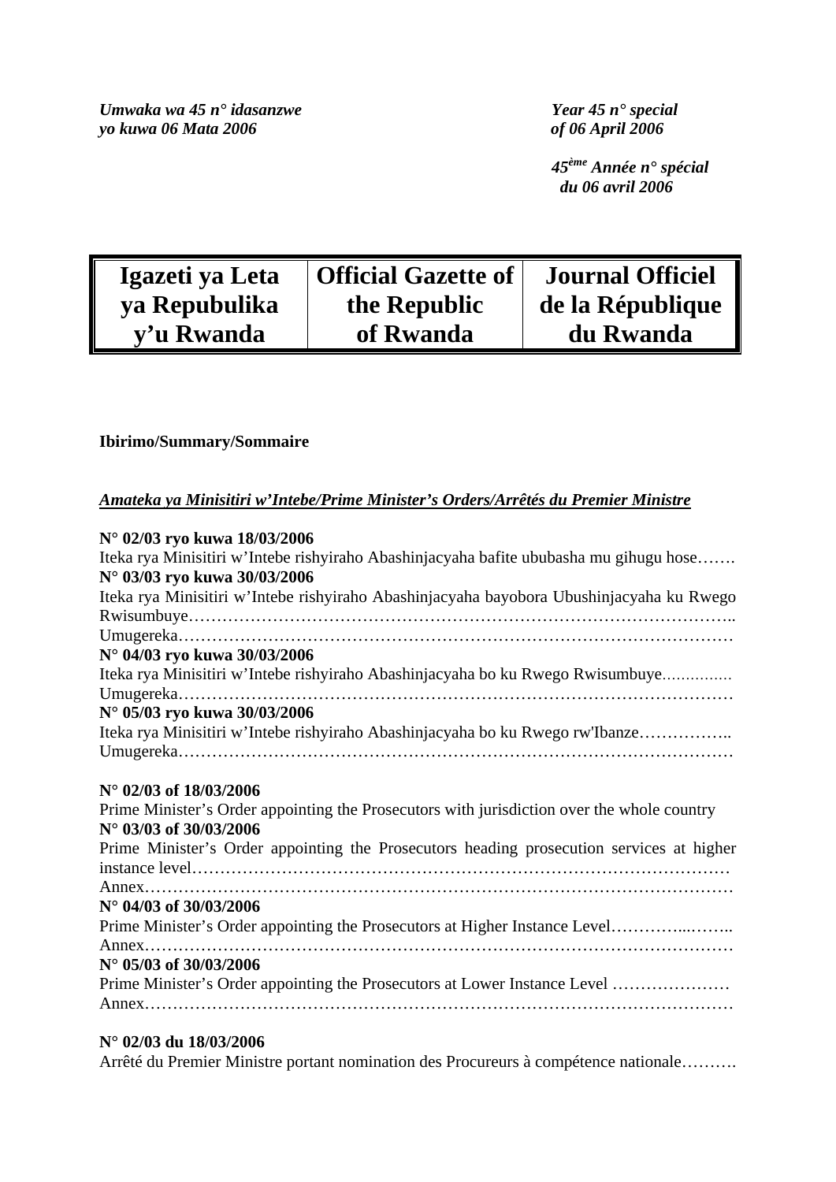*Umwaka wa 45 n° idasanzwe*
*yo kuwa 06 Mata 2006*

*Year 45 n° special*
*of 06 April 2006*

*45ème Année n° spécial*
*du 06 avril 2006*

| Igazeti ya Leta ya Repubulika y'u Rwanda | Official Gazette of the Republic of Rwanda | Journal Officiel de la République du Rwanda |
|---|---|---|

**Ibirimo/Summary/Sommaire**

***Amateka ya Minisitiri w'Intebe/Prime Minister's Orders/Arrêtés du Premier Ministre***

**N° 02/03 ryo kuwa 18/03/2006**
Iteka rya Minisitiri w'Intebe rishyiraho Abashinjacyaha bafite ububasha mu gihugu hose…….

**N° 03/03 ryo kuwa 30/03/2006**
Iteka rya Minisitiri w'Intebe rishyiraho Abashinjacyaha bayobora Ubushinjacyaha ku Rwego Rwisumbuye……………………………………………………………………………………..
Umugereka………………………………………………………………………………………

**N° 04/03 ryo kuwa 30/03/2006**
Iteka rya Minisitiri w'Intebe rishyiraho Abashinjacyaha bo ku Rwego Rwisumbuye...............
Umugereka………………………………………………………………………………………

**N° 05/03 ryo kuwa 30/03/2006**
Iteka rya Minisitiri w'Intebe rishyiraho Abashinjacyaha bo ku Rwego rw'Ibanze……………..
Umugereka………………………………………………………………………………………

**N° 02/03 of 18/03/2006**
Prime Minister's Order appointing the Prosecutors with jurisdiction over the whole country

**N° 03/03 of 30/03/2006**
Prime Minister's Order appointing the Prosecutors heading prosecution services at higher instance level…………………………………………………………………………………….
Annex…………………………………………………………………………………………

**N° 04/03 of 30/03/2006**
Prime Minister's Order appointing the Prosecutors at Higher Instance Level…………...……..
Annex…………………………………………………………………………………………

**N° 05/03 of 30/03/2006**
Prime Minister's Order appointing the Prosecutors at Lower Instance Level …………………
Annex…………………………………………………………………………………………

**N° 02/03 du 18/03/2006**
Arrêté du Premier Ministre portant nomination des Procureurs à compétence nationale……….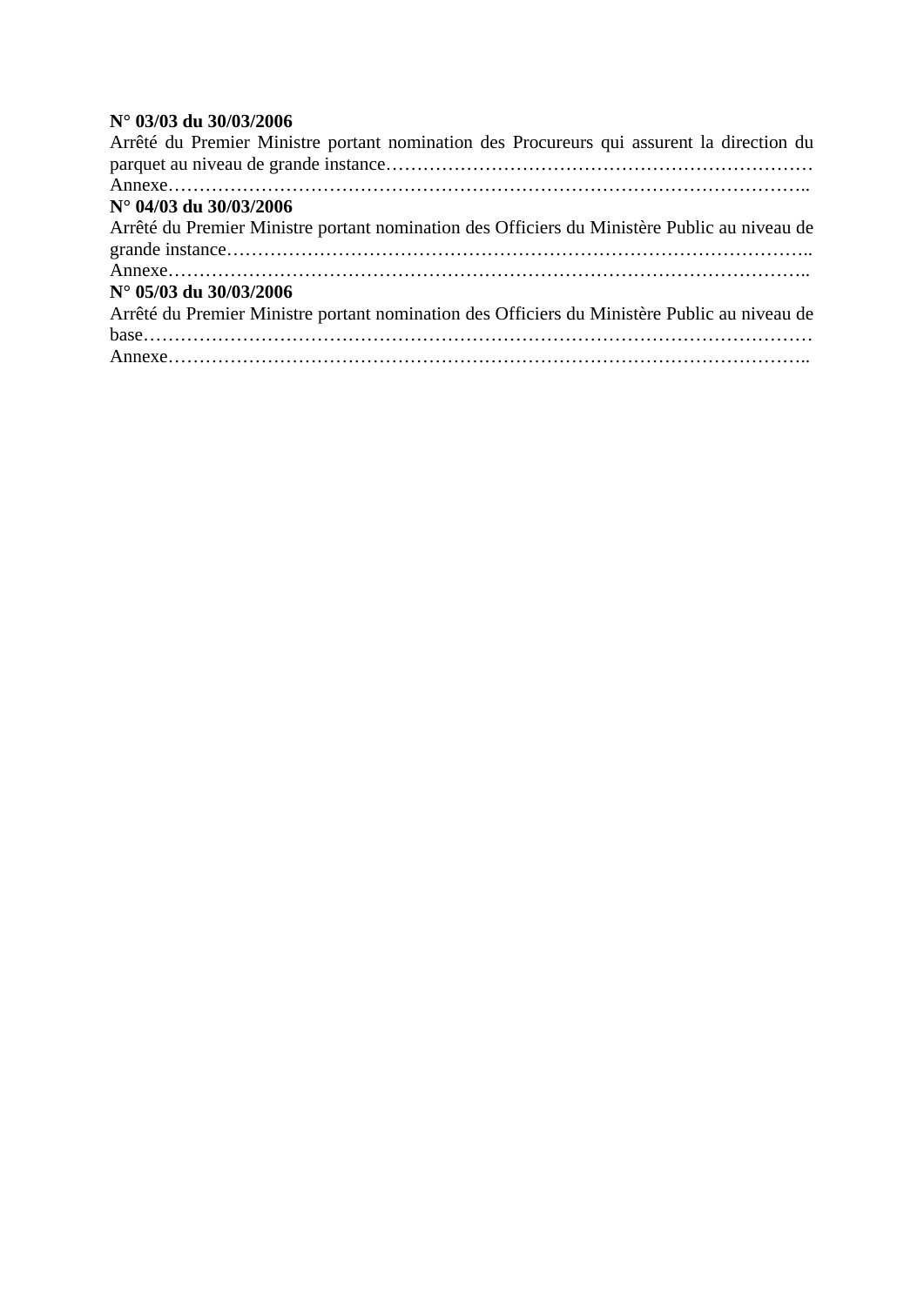**N° 03/03 du 30/03/2006**
Arrêté du Premier Ministre portant nomination des Procureurs qui assurent la direction du parquet au niveau de grande instance……………………………………………………………
Annexe……………………………………………………………………………………..
**N° 04/03 du 30/03/2006**
Arrêté du Premier Ministre portant nomination des Officiers du Ministère Public au niveau de grande instance………………………………………………………………………………..
Annexe……………………………………………………………………………………..
**N° 05/03 du 30/03/2006**
Arrêté du Premier Ministre portant nomination des Officiers du Ministère Public au niveau de base……………………………………………………………………………………………
Annexe……………………………………………………………………………………..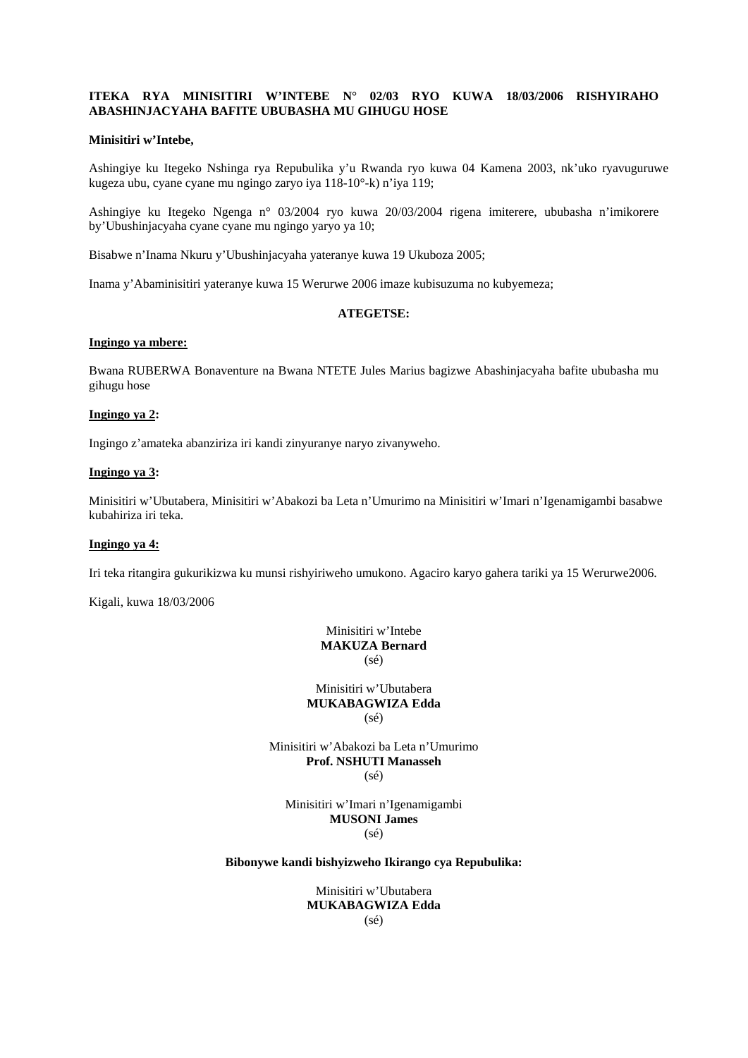**ITEKA RYA MINISITIRI W'INTEBE N° 02/03 RYO KUWA 18/03/2006 RISHYIRAHO ABASHINJACYAHA BAFITE UBUBASHA MU GIHUGU HOSE**

**Minisitiri w'Intebe,**

Ashingiye ku Itegeko Nshinga rya Repubulika y'u Rwanda ryo kuwa 04 Kamena 2003, nk'uko ryavuguruwe kugeza ubu, cyane cyane mu ngingo zaryo iya 118-10°-k) n'iya 119;

Ashingiye ku Itegeko Ngenga n° 03/2004 ryo kuwa 20/03/2004 rigena imiterere, ububasha n'imikorere by'Ubushinjacyaha cyane cyane mu ngingo yaryo ya 10;

Bisabwe n'Inama Nkuru y'Ubushinjacyaha yateranye kuwa 19 Ukuboza 2005;

Inama y'Abaminisitiri yateranye kuwa 15 Werurwe 2006 imaze kubisuzuma no kubyemeza;

**ATEGETSE:**

**Ingingo ya mbere:**

Bwana RUBERWA Bonaventure na Bwana NTETE Jules Marius bagizwe Abashinjacyaha bafite ububasha mu gihugu hose

**Ingingo ya 2:**

Ingingo z'amateka abanziriza iri kandi zinyuranye naryo zivanyweho.

**Ingingo ya 3:**

Minisitiri w'Ubutabera, Minisitiri w'Abakozi ba Leta n'Umurimo na Minisitiri w'Imari n'Igenamigambi basabwe kubahiriza iri teka.

**Ingingo ya 4:**

Iri teka ritangira gukurikizwa ku munsi rishyiriweho umukono. Agaciro karyo gahera tariki ya 15 Werurwe2006.

Kigali, kuwa 18/03/2006

Minisitiri w'Intebe
**MAKUZA Bernard**
(sé)

Minisitiri w'Ubutabera
**MUKABAGWIZA Edda**
(sé)

Minisitiri w'Abakozi ba Leta n'Umurimo
**Prof. NSHUTI Manasseh**
(sé)

Minisitiri w'Imari n'Igenamigambi
**MUSONI James**
(sé)

**Bibonywe kandi bishyizweho Ikirango cya Repubulika:**

Minisitiri w'Ubutabera
**MUKABAGWIZA Edda**
(sé)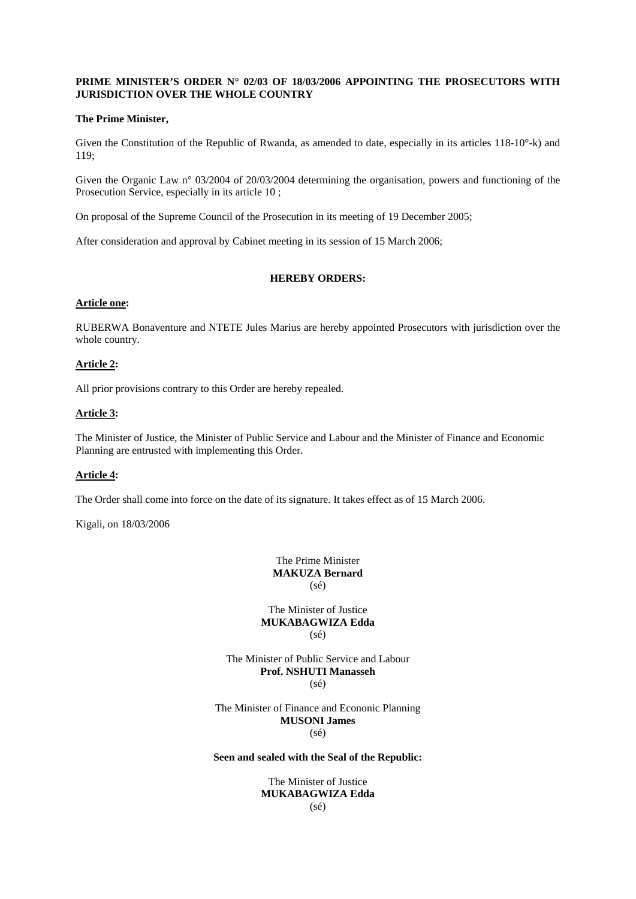**PRIME MINISTER'S ORDER N° 02/03 OF 18/03/2006 APPOINTING THE PROSECUTORS WITH JURISDICTION OVER THE WHOLE COUNTRY**

**The Prime Minister,**

Given the Constitution of the Republic of Rwanda, as amended to date, especially in its articles 118-10°-k) and 119;

Given the Organic Law n° 03/2004 of 20/03/2004 determining the organisation, powers and functioning of the Prosecution Service, especially in its article 10 ;

On proposal of the Supreme Council of the Prosecution in its meeting of 19 December 2005;

After consideration and approval by Cabinet meeting in its session of 15 March 2006;

**HEREBY ORDERS:**

**Article one:**

RUBERWA Bonaventure and NTETE Jules Marius are hereby appointed Prosecutors with jurisdiction over the whole country.

**Article 2:**

All prior provisions contrary to this Order are hereby repealed.

**Article 3:**

The Minister of Justice, the Minister of Public Service and Labour and the Minister of Finance and Economic Planning are entrusted with implementing this Order.

**Article 4:**

The Order shall come into force on the date of its signature. It takes effect as of 15 March 2006.

Kigali, on 18/03/2006

The Prime Minister
**MAKUZA Bernard**
(sé)

The Minister of Justice
**MUKABAGWIZA Edda**
(sé)

The Minister of Public Service and Labour
**Prof. NSHUTI Manasseh**
(sé)

The Minister of Finance and Econonic Planning
**MUSONI James**
(sé)

**Seen and sealed with the Seal of the Republic:**

The Minister of Justice
**MUKABAGWIZA Edda**
(sé)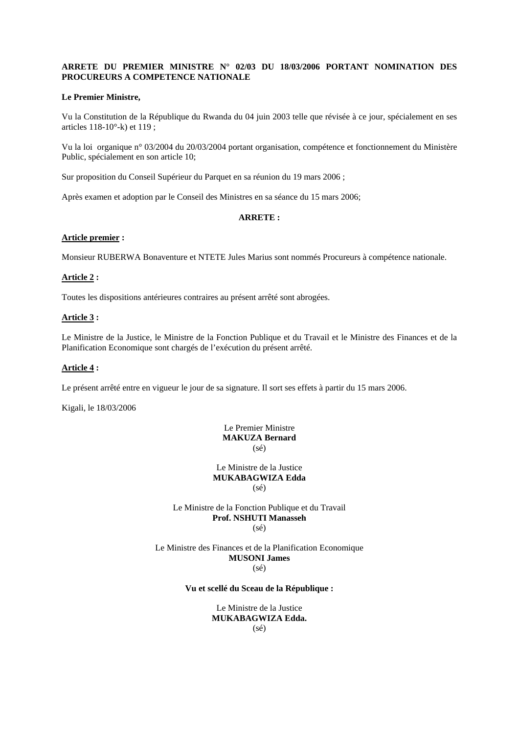**ARRETE DU PREMIER MINISTRE N° 02/03 DU 18/03/2006 PORTANT NOMINATION DES PROCUREURS A COMPETENCE NATIONALE**

**Le Premier Ministre,**

Vu la Constitution de la République du Rwanda du 04 juin 2003 telle que révisée à ce jour, spécialement en ses articles 118-10°-k) et 119 ;

Vu la loi organique n° 03/2004 du 20/03/2004 portant organisation, compétence et fonctionnement du Ministère Public, spécialement en son article 10;

Sur proposition du Conseil Supérieur du Parquet en sa réunion du 19 mars 2006 ;

Après examen et adoption par le Conseil des Ministres en sa séance du 15 mars 2006;

**ARRETE :**

**Article premier :**

Monsieur RUBERWA Bonaventure et NTETE Jules Marius sont nommés Procureurs à compétence nationale.

**Article 2 :**

Toutes les dispositions antérieures contraires au présent arrêté sont abrogées.

**Article 3 :**

Le Ministre de la Justice, le Ministre de la Fonction Publique et du Travail et le Ministre des Finances et de la Planification Economique sont chargés de l'exécution du présent arrêté.

**Article 4 :**

Le présent arrêté entre en vigueur le jour de sa signature. Il sort ses effets à partir du 15 mars 2006.

Kigali, le 18/03/2006

Le Premier Ministre
**MAKUZA Bernard**
(sé)

Le Ministre de la Justice
**MUKABAGWIZA Edda**
(sé)

Le Ministre de la Fonction Publique et du Travail
**Prof. NSHUTI Manasseh**
(sé)

Le Ministre des Finances et de la Planification Economique
**MUSONI James**
(sé)

**Vu et scellé du Sceau de la République :**

Le Ministre de la Justice
**MUKABAGWIZA Edda.**
(sé)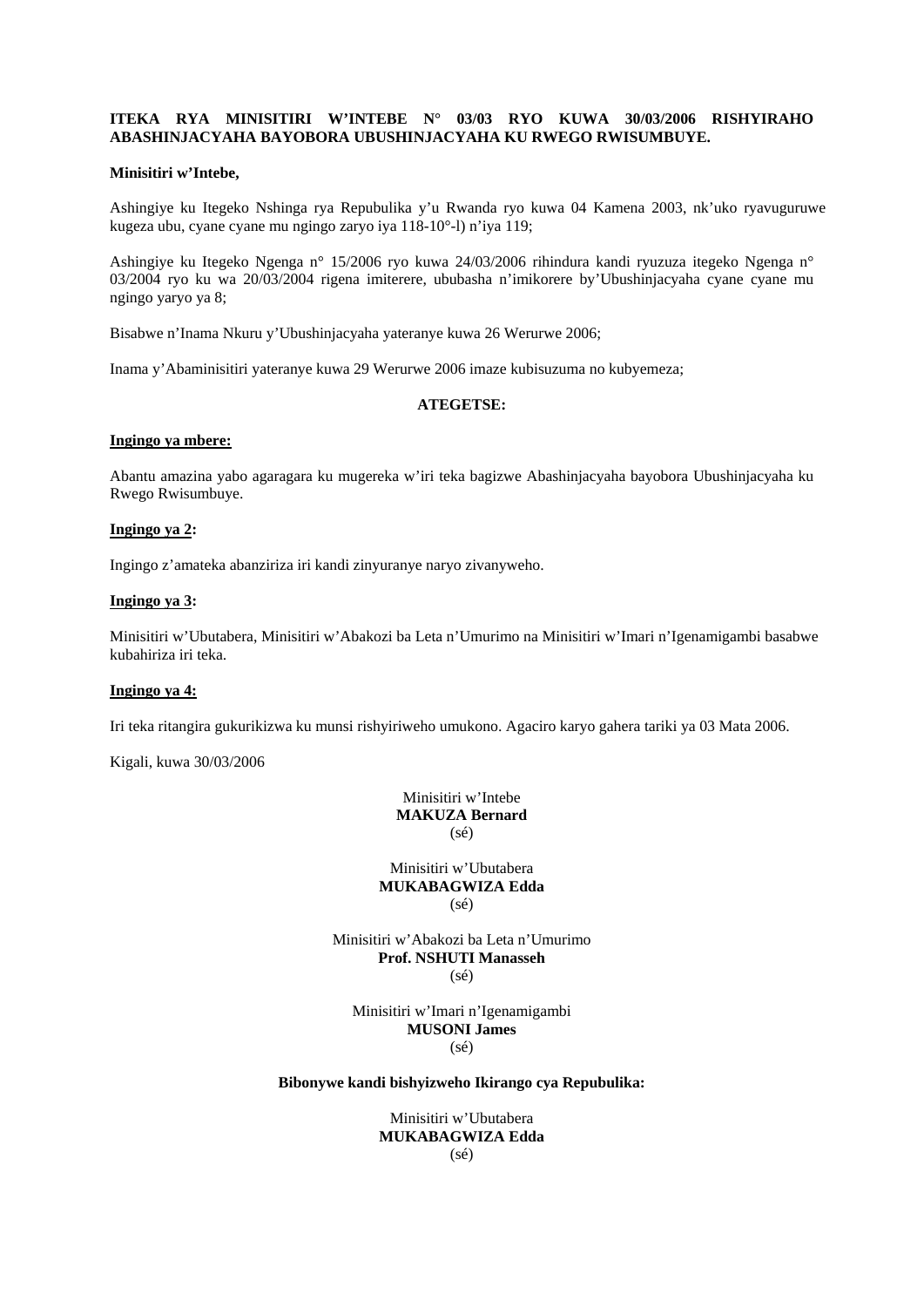**ITEKA RYA MINISITIRI W'INTEBE N° 03/03 RYO KUWA 30/03/2006 RISHYIRAHO ABASHINJACYAHA BAYOBORA UBUSHINJACYAHA KU RWEGO RWISUMBUYE.**

**Minisitiri w'Intebe,**

Ashingiye ku Itegeko Nshinga rya Repubulika y'u Rwanda ryo kuwa 04 Kamena 2003, nk'uko ryavuguruwe kugeza ubu, cyane cyane mu ngingo zaryo iya 118-10°-l) n'iya 119;

Ashingiye ku Itegeko Ngenga n° 15/2006 ryo kuwa 24/03/2006 rihindura kandi ryuzuza itegeko Ngenga n° 03/2004 ryo ku wa 20/03/2004 rigena imiterere, ububasha n'imikorere by'Ubushinjacyaha cyane cyane mu ngingo yaryo ya 8;

Bisabwe n'Inama Nkuru y'Ubushinjacyaha yateranye kuwa 26 Werurwe 2006;

Inama y'Abaminisitiri yateranye kuwa 29 Werurwe 2006 imaze kubisuzuma no kubyemeza;

**ATEGETSE:**

**Ingingo ya mbere:**

Abantu amazina yabo agaragara ku mugereka w'iri teka bagizwe Abashinjacyaha bayobora Ubushinjacyaha ku Rwego Rwisumbuye.

**Ingingo ya 2:**

Ingingo z'amateka abanziriza iri kandi zinyuranye naryo zivanyweho.

**Ingingo ya 3:**

Minisitiri w'Ubutabera, Minisitiri w'Abakozi ba Leta n'Umurimo na Minisitiri w'Imari n'Igenamigambi basabwe kubahiriza iri teka.

**Ingingo ya 4:**

Iri teka ritangira gukurikizwa ku munsi rishyiriweho umukono. Agaciro karyo gahera tariki ya 03 Mata 2006.

Kigali, kuwa 30/03/2006

Minisitiri w'Intebe
**MAKUZA Bernard**
(sé)

Minisitiri w'Ubutabera
**MUKABAGWIZA Edda**
(sé)

Minisitiri w'Abakozi ba Leta n'Umurimo
**Prof. NSHUTI Manasseh**
(sé)

Minisitiri w'Imari n'Igenamigambi
**MUSONI James**
(sé)

**Bibonywe kandi bishyizweho Ikirango cya Repubulika:**

Minisitiri w'Ubutabera
**MUKABAGWIZA Edda**
(sé)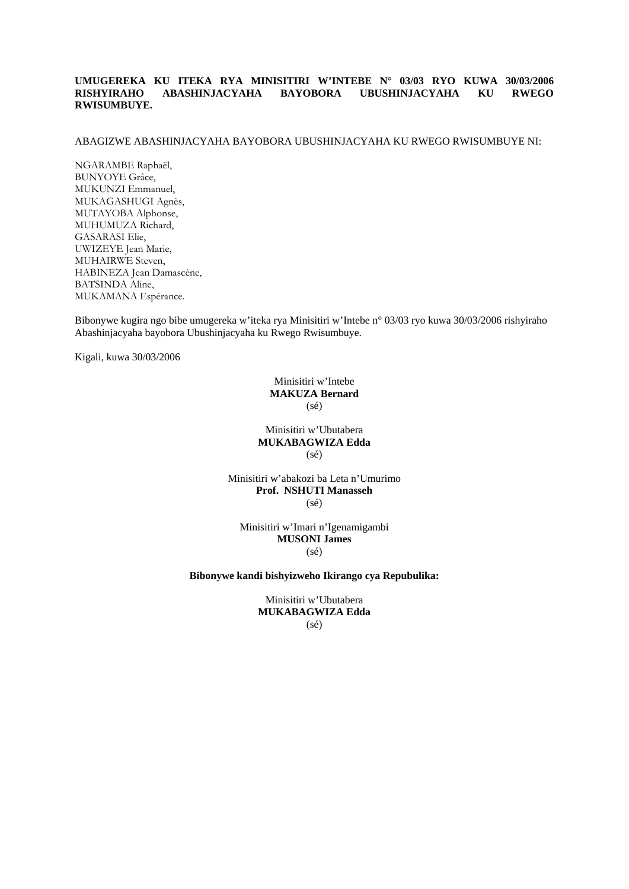**UMUGEREKA KU ITEKA RYA MINISITIRI W'INTEBE N° 03/03 RYO KUWA 30/03/2006 RISHYIRAHO ABASHINJACYAHA BAYOBORA UBUSHINJACYAHA KU RWEGO RWISUMBUYE.**

ABAGIZWE ABASHINJACYAHA BAYOBORA UBUSHINJACYAHA KU RWEGO RWISUMBUYE NI:

NGARAMBE Raphaël,
BUNYOYE Grâce,
MUKUNZI Emmanuel,
MUKAGASHUGI Agnès,
MUTAYOBA Alphonse,
MUHUMUZA Richard,
GASARASI Elie,
UWIZEYE Jean Marie,
MUHAIRWE Steven,
HABINEZA Jean Damascène,
BATSINDA Aline,
MUKAMANA Espérance.

Bibonywe kugira ngo bibe umugereka w'iteka rya Minisitiri w'Intebe n° 03/03 ryo kuwa 30/03/2006 rishyiraho Abashinjacyaha bayobora Ubushinjacyaha ku Rwego Rwisumbuye.

Kigali, kuwa 30/03/2006

Minisitiri w'Intebe
**MAKUZA Bernard**
(sé)

Minisitiri w'Ubutabera
**MUKABAGWIZA Edda**
(sé)

Minisitiri w'abakozi ba Leta n'Umurimo
**Prof. NSHUTI Manasseh**
(sé)

Minisitiri w'Imari n'Igenamigambi
**MUSONI James**
(sé)

**Bibonywe kandi bishyizweho Ikirango cya Repubulika:**

Minisitiri w'Ubutabera
**MUKABAGWIZA Edda**
(sé)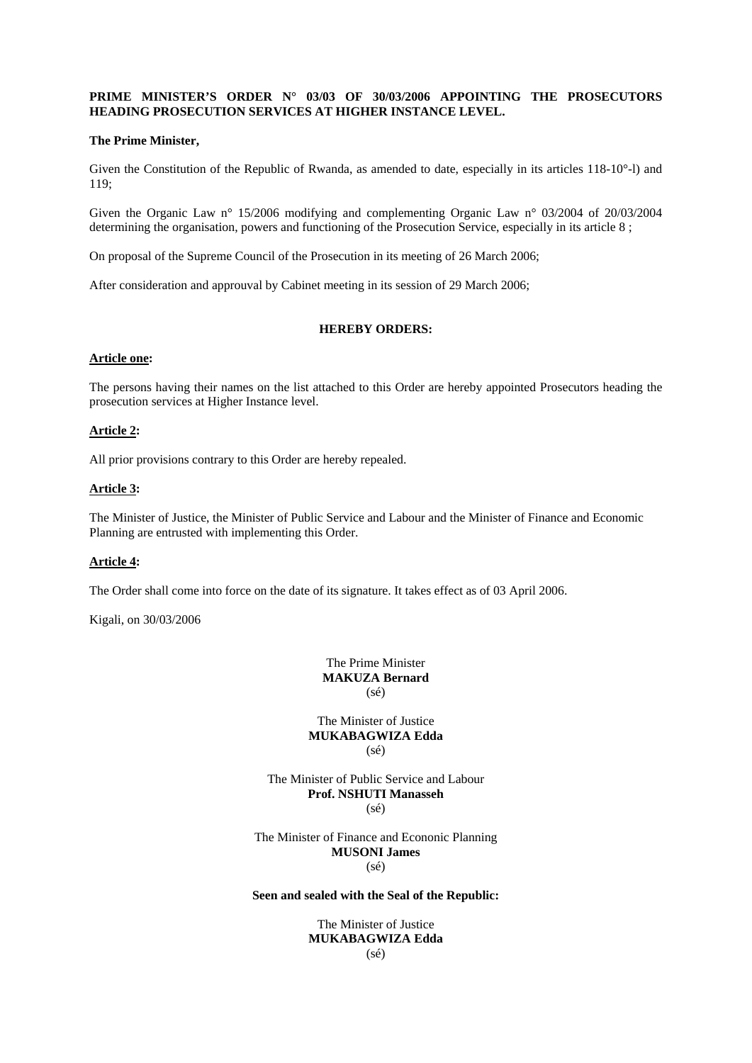**PRIME MINISTER'S ORDER N° 03/03 OF 30/03/2006 APPOINTING THE PROSECUTORS HEADING PROSECUTION SERVICES AT HIGHER INSTANCE LEVEL.**

**The Prime Minister,**

Given the Constitution of the Republic of Rwanda, as amended to date, especially in its articles 118-10°-l) and 119;

Given the Organic Law n° 15/2006 modifying and complementing Organic Law n° 03/2004 of 20/03/2004 determining the organisation, powers and functioning of the Prosecution Service, especially in its article 8 ;

On proposal of the Supreme Council of the Prosecution in its meeting of 26 March 2006;

After consideration and approuval by Cabinet meeting in its session of 29 March 2006;

**HEREBY ORDERS:**

**Article one:**

The persons having their names on the list attached to this Order are hereby appointed Prosecutors heading the prosecution services at Higher Instance level.

**Article 2:**

All prior provisions contrary to this Order are hereby repealed.

**Article 3:**

The Minister of Justice, the Minister of Public Service and Labour and the Minister of Finance and Economic Planning are entrusted with implementing this Order.

**Article 4:**

The Order shall come into force on the date of its signature. It takes effect as of 03 April 2006.

Kigali, on 30/03/2006

The Prime Minister
**MAKUZA Bernard**
(sé)

The Minister of Justice
**MUKABAGWIZA Edda**
(sé)

The Minister of Public Service and Labour
**Prof. NSHUTI Manasseh**
(sé)

The Minister of Finance and Econonic Planning
**MUSONI James**
(sé)

**Seen and sealed with the Seal of the Republic:**

The Minister of Justice
**MUKABAGWIZA Edda**
(sé)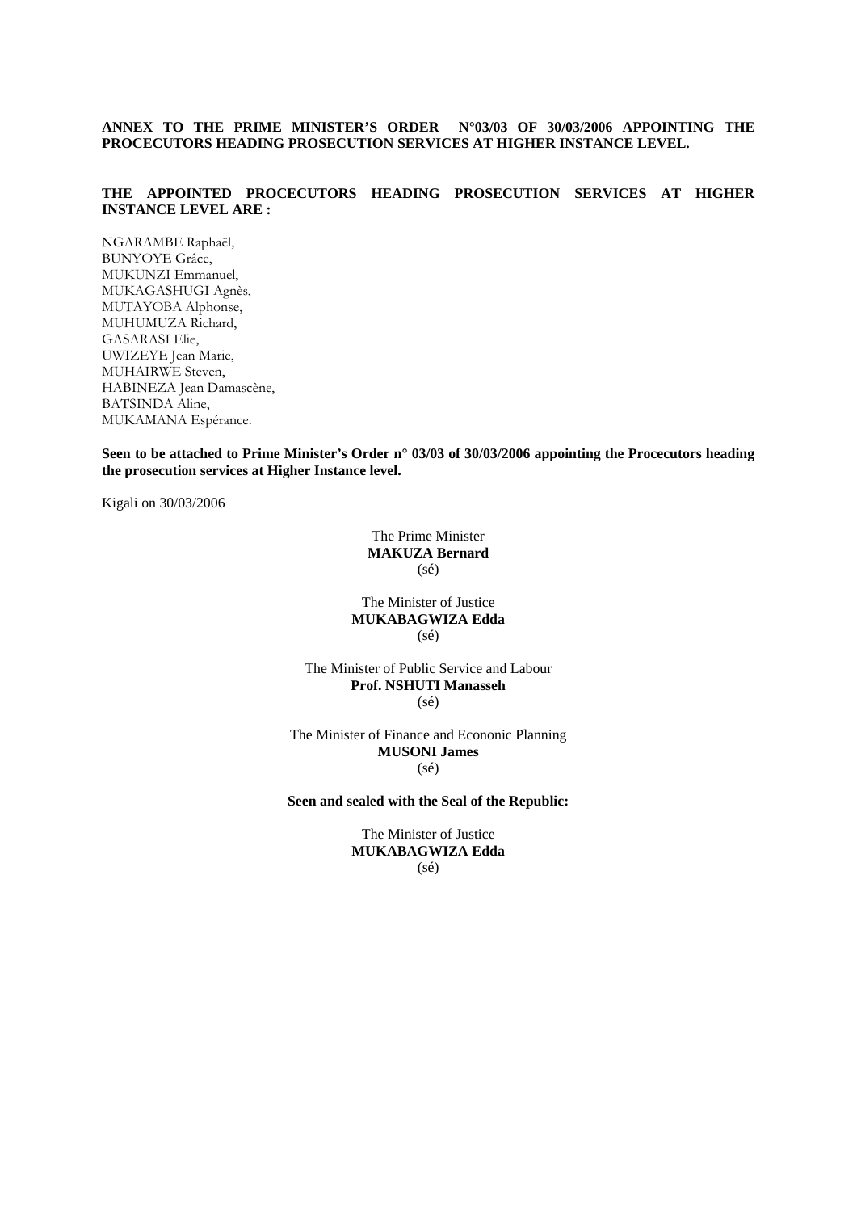**ANNEX TO THE PRIME MINISTER'S ORDER N°03/03 OF 30/03/2006 APPOINTING THE PROCECUTORS HEADING PROSECUTION SERVICES AT HIGHER INSTANCE LEVEL.**

**THE APPOINTED PROCECUTORS HEADING PROSECUTION SERVICES AT HIGHER INSTANCE LEVEL ARE :**

NGARAMBE Raphaël,
BUNYOYE Grâce,
MUKUNZI Emmanuel,
MUKAGASHUGI Agnès,
MUTAYOBA Alphonse,
MUHUMUZA Richard,
GASARASI Elie,
UWIZEYE Jean Marie,
MUHAIRWE Steven,
HABINEZA Jean Damascène,
BATSINDA Aline,
MUKAMANA Espérance.

**Seen to be attached to Prime Minister's Order n° 03/03 of 30/03/2006 appointing the Procecutors heading the prosecution services at Higher Instance level.**

Kigali on 30/03/2006

The Prime Minister
**MAKUZA Bernard**
(sé)

The Minister of Justice
**MUKABAGWIZA Edda**
(sé)

The Minister of Public Service and Labour
**Prof. NSHUTI Manasseh**
(sé)

The Minister of Finance and Econonic Planning
**MUSONI James**
(sé)

**Seen and sealed with the Seal of the Republic:**

The Minister of Justice
**MUKABAGWIZA Edda**
(sé)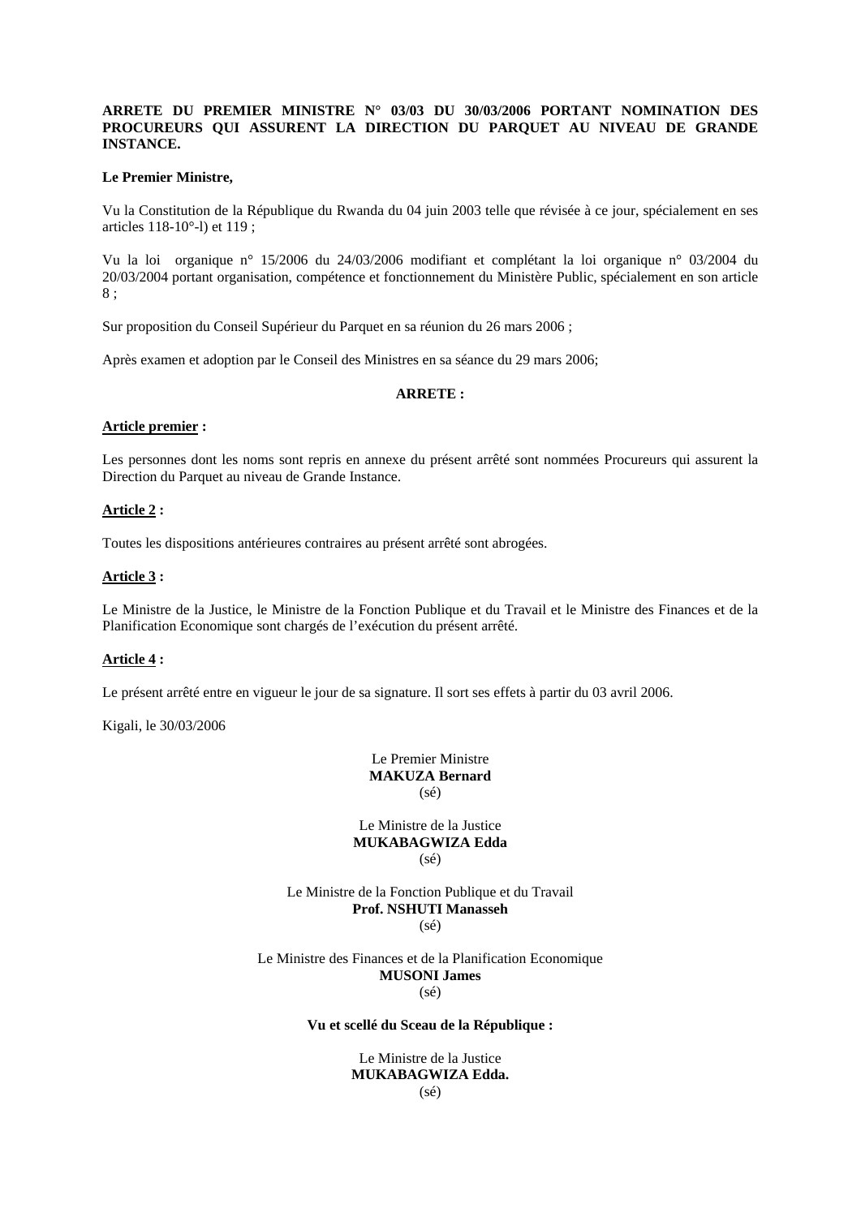**ARRETE DU PREMIER MINISTRE N° 03/03 DU 30/03/2006 PORTANT NOMINATION DES PROCUREURS QUI ASSURENT LA DIRECTION DU PARQUET AU NIVEAU DE GRANDE INSTANCE.**

**Le Premier Ministre,**

Vu la Constitution de la République du Rwanda du 04 juin 2003 telle que révisée à ce jour, spécialement en ses articles 118-10°-l) et 119 ;

Vu la loi organique n° 15/2006 du 24/03/2006 modifiant et complétant la loi organique n° 03/2004 du 20/03/2004 portant organisation, compétence et fonctionnement du Ministère Public, spécialement en son article 8 ;

Sur proposition du Conseil Supérieur du Parquet en sa réunion du 26 mars 2006 ;

Après examen et adoption par le Conseil des Ministres en sa séance du 29 mars 2006;

**ARRETE :**

**Article premier :**

Les personnes dont les noms sont repris en annexe du présent arrêté sont nommées Procureurs qui assurent la Direction du Parquet au niveau de Grande Instance.

**Article 2 :**

Toutes les dispositions antérieures contraires au présent arrêté sont abrogées.

**Article 3 :**

Le Ministre de la Justice, le Ministre de la Fonction Publique et du Travail et le Ministre des Finances et de la Planification Economique sont chargés de l'exécution du présent arrêté.

**Article 4 :**

Le présent arrêté entre en vigueur le jour de sa signature. Il sort ses effets à partir du 03 avril 2006.

Kigali, le 30/03/2006

Le Premier Ministre
**MAKUZA Bernard**
(sé)

Le Ministre de la Justice
**MUKABAGWIZA Edda**
(sé)

Le Ministre de la Fonction Publique et du Travail
**Prof. NSHUTI Manasseh**
(sé)

Le Ministre des Finances et de la Planification Economique
**MUSONI James**
(sé)

**Vu et scellé du Sceau de la République :**

Le Ministre de la Justice
**MUKABAGWIZA Edda.**
(sé)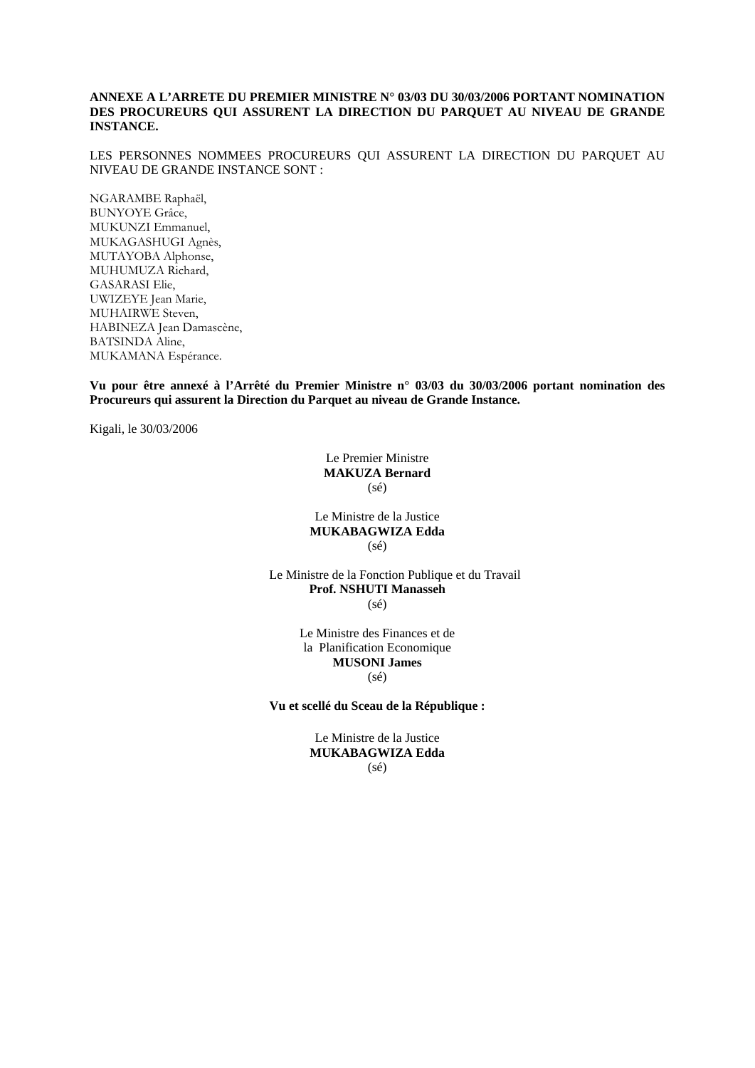**ANNEXE A L'ARRETE DU PREMIER MINISTRE N° 03/03 DU 30/03/2006 PORTANT NOMINATION DES PROCUREURS QUI ASSURENT LA DIRECTION DU PARQUET AU NIVEAU DE GRANDE INSTANCE.**

LES PERSONNES NOMMEES PROCUREURS QUI ASSURENT LA DIRECTION DU PARQUET AU NIVEAU DE GRANDE INSTANCE SONT :

NGARAMBE Raphaël,
BUNYOYE Grâce,
MUKUNZI Emmanuel,
MUKAGASHUGI Agnès,
MUTAYOBA Alphonse,
MUHUMUZA Richard,
GASARASI Elie,
UWIZEYE Jean Marie,
MUHAIRWE Steven,
HABINEZA Jean Damascène,
BATSINDA Aline,
MUKAMANA Espérance.

**Vu pour être annexé à l'Arrêté du Premier Ministre n° 03/03 du 30/03/2006 portant nomination des Procureurs qui assurent la Direction du Parquet au niveau de Grande Instance.**

Kigali, le 30/03/2006

Le Premier Ministre
**MAKUZA Bernard**
(sé)

Le Ministre de la Justice
**MUKABAGWIZA Edda**
(sé)

Le Ministre de la Fonction Publique et du Travail
**Prof. NSHUTI Manasseh**
(sé)

Le Ministre des Finances et de la Planification Economique
**MUSONI James**
(sé)

**Vu et scellé du Sceau de la République :**

Le Ministre de la Justice
**MUKABAGWIZA Edda**
(sé)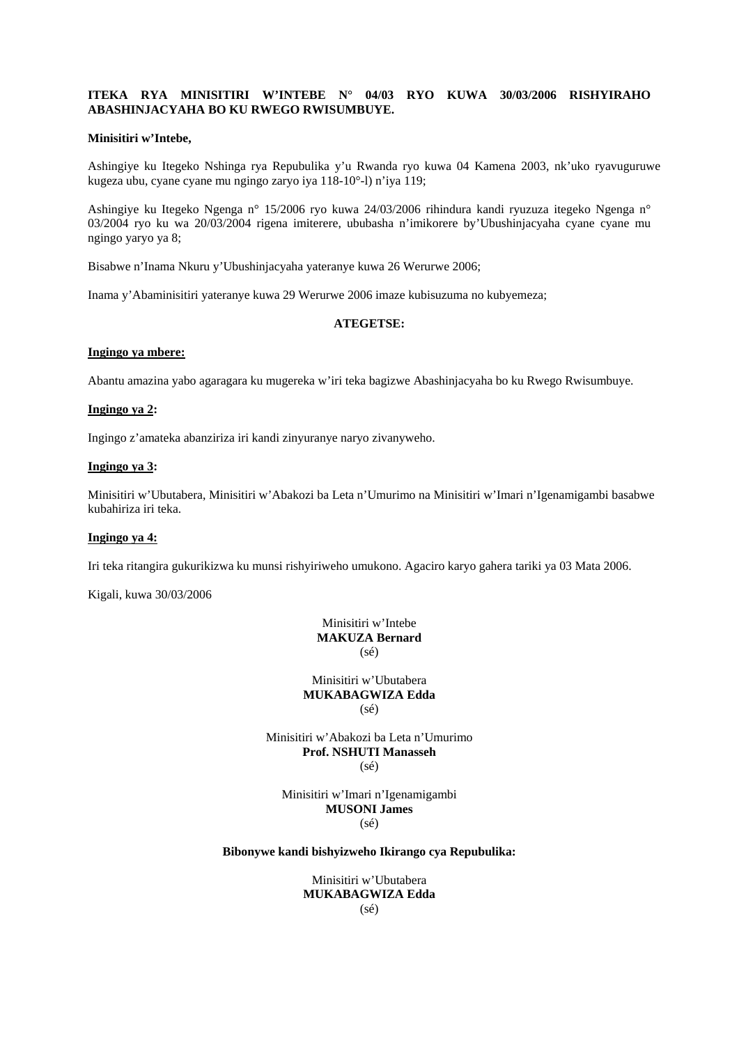**ITEKA RYA MINISITIRI W'INTEBE N° 04/03 RYO KUWA 30/03/2006 RISHYIRAHO ABASHINJACYAHA BO KU RWEGO RWISUMBUYE.**

**Minisitiri w'Intebe,**

Ashingiye ku Itegeko Nshinga rya Repubulika y'u Rwanda ryo kuwa 04 Kamena 2003, nk'uko ryavuguruwe kugeza ubu, cyane cyane mu ngingo zaryo iya 118-10°-l) n'iya 119;

Ashingiye ku Itegeko Ngenga n° 15/2006 ryo kuwa 24/03/2006 rihindura kandi ryuzuza itegeko Ngenga n° 03/2004 ryo ku wa 20/03/2004 rigena imiterere, ububasha n'imikorere by'Ubushinjacyaha cyane cyane mu ngingo yaryo ya 8;

Bisabwe n'Inama Nkuru y'Ubushinjacyaha yateranye kuwa 26 Werurwe 2006;

Inama y'Abaminisitiri yateranye kuwa 29 Werurwe 2006 imaze kubisuzuma no kubyemeza;

**ATEGETSE:**

**Ingingo ya mbere:**

Abantu amazina yabo agaragara ku mugereka w'iri teka bagizwe Abashinjacyaha bo ku Rwego Rwisumbuye.

**Ingingo ya 2:**

Ingingo z'amateka abanziriza iri kandi zinyuranye naryo zivanyweho.

**Ingingo ya 3:**

Minisitiri w'Ubutabera, Minisitiri w'Abakozi ba Leta n'Umurimo na Minisitiri w'Imari n'Igenamigambi basabwe kubahiriza iri teka.

**Ingingo ya 4:**

Iri teka ritangira gukurikizwa ku munsi rishyiriweho umukono. Agaciro karyo gahera tariki ya 03 Mata 2006.

Kigali, kuwa 30/03/2006

Minisitiri w'Intebe
**MAKUZA Bernard**
(sé)

Minisitiri w'Ubutabera
**MUKABAGWIZA Edda**
(sé)

Minisitiri w'Abakozi ba Leta n'Umurimo
**Prof. NSHUTI Manasseh**
(sé)

Minisitiri w'Imari n'Igenamigambi
**MUSONI James**
(sé)

**Bibonywe kandi bishyizweho Ikirango cya Repubulika:**

Minisitiri w'Ubutabera
**MUKABAGWIZA Edda**
(sé)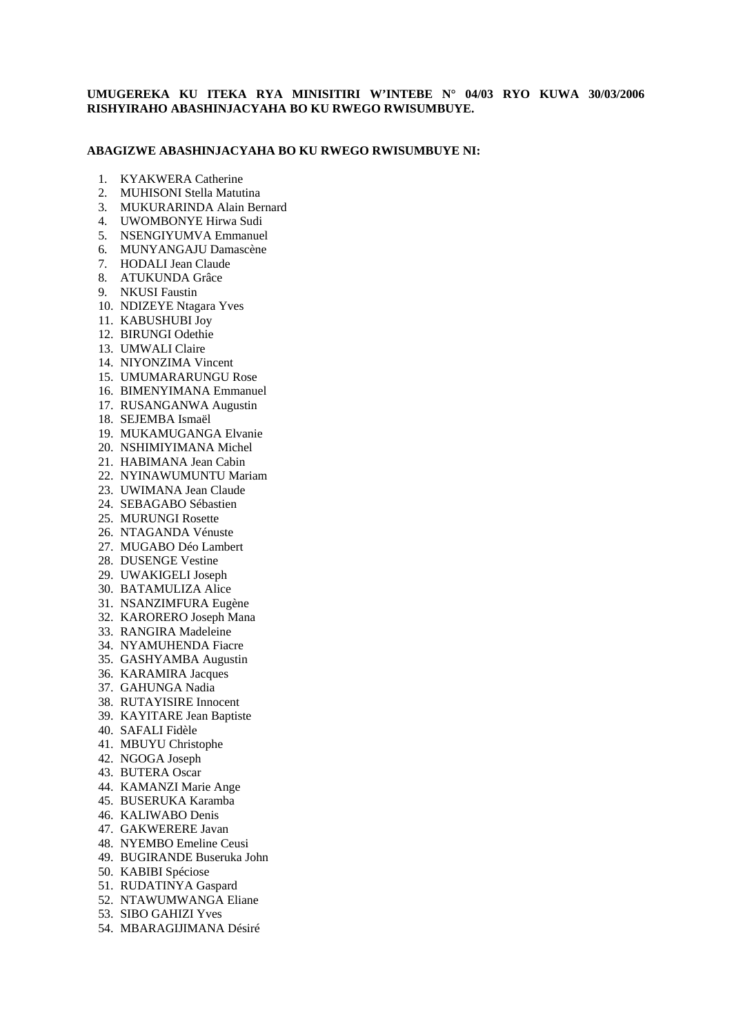**UMUGEREKA KU ITEKA RYA MINISITIRI W'INTEBE N° 04/03 RYO KUWA 30/03/2006 RISHYIRAHO ABASHINJACYAHA BO KU RWEGO RWISUMBUYE.**

**ABAGIZWE ABASHINJACYAHA BO KU RWEGO RWISUMBUYE NI:**

1. KYAKWERA Catherine
2. MUHISONI Stella Matutina
3. MUKURARINDA Alain Bernard
4. UWOMBONYE Hirwa Sudi
5. NSENGIYUMVA Emmanuel
6. MUNYANGAJU Damascène
7. HODALI Jean Claude
8. ATUKUNDA Grâce
9. NKUSI Faustin
10. NDIZEYE Ntagara Yves
11. KABUSHUBI Joy
12. BIRUNGI Odethie
13. UMWALI Claire
14. NIYONZIMA Vincent
15. UMUMARARUNGU Rose
16. BIMENYIMANA Emmanuel
17. RUSANGANWA Augustin
18. SEJEMBA Ismaël
19. MUKAMUGANGA Elvanie
20. NSHIMIYIMANA Michel
21. HABIMANA Jean Cabin
22. NYINAWUMUNTU Mariam
23. UWIMANA Jean Claude
24. SEBAGABO Sébastien
25. MURUNGI Rosette
26. NTAGANDA Vénuste
27. MUGABO Déo Lambert
28. DUSENGE Vestine
29. UWAKIGELI Joseph
30. BATAMULIZA Alice
31. NSANZIMFURA Eugène
32. KARORERO Joseph Mana
33. RANGIRA Madeleine
34. NYAMUHENDA Fiacre
35. GASHYAMBA Augustin
36. KARAMIRA Jacques
37. GAHUNGA Nadia
38. RUTAYISIRE Innocent
39. KAYITARE Jean Baptiste
40. SAFALI Fidèle
41. MBUYU Christophe
42. NGOGA Joseph
43. BUTERA Oscar
44. KAMANZI Marie Ange
45. BUSERUKA Karamba
46. KALIWABO Denis
47. GAKWERERE Javan
48. NYEMBO Emeline Ceusi
49. BUGIRANDE Buseruka John
50. KABIBI Spéciose
51. RUDATINYA Gaspard
52. NTAWUMWANGA Eliane
53. SIBO GAHIZI Yves
54. MBARAGIJIMANA Désiré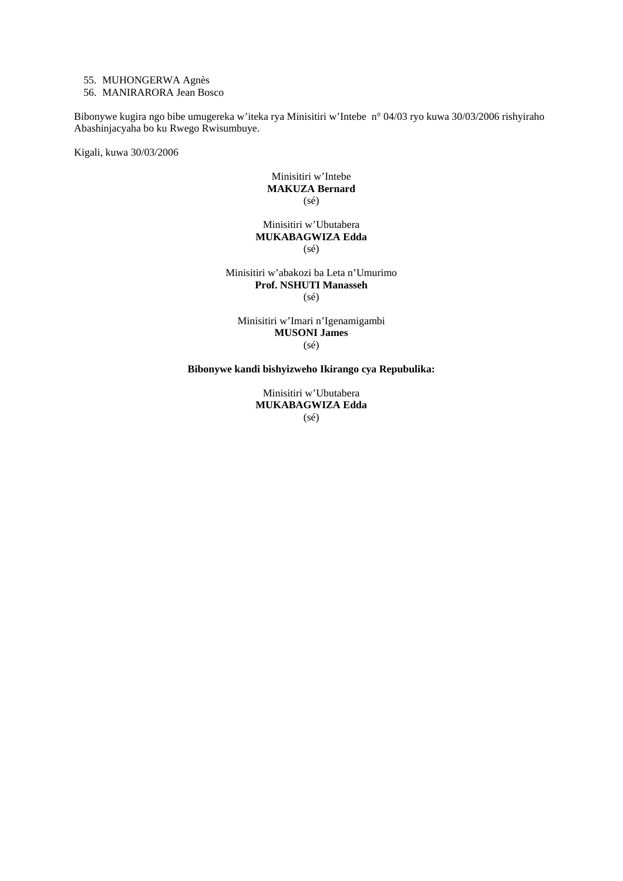55. MUHONGERWA Agnès
56. MANIRARORA Jean Bosco

Bibonywe kugira ngo bibe umugereka w'iteka rya Minisitiri w'Intebe n° 04/03 ryo kuwa 30/03/2006 rishyiraho Abashinjacyaha bo ku Rwego Rwisumbuye.

Kigali, kuwa 30/03/2006

Minisitiri w'Intebe
**MAKUZA Bernard**
(sé)

Minisitiri w'Ubutabera
**MUKABAGWIZA Edda**
(sé)

Minisitiri w'abakozi ba Leta n'Umurimo
**Prof. NSHUTI Manasseh**
(sé)

Minisitiri w'Imari n'Igenamigambi
**MUSONI James**
(sé)

**Bibonywe kandi bishyizweho Ikirango cya Repubulika:**

Minisitiri w'Ubutabera
**MUKABAGWIZA Edda**
(sé)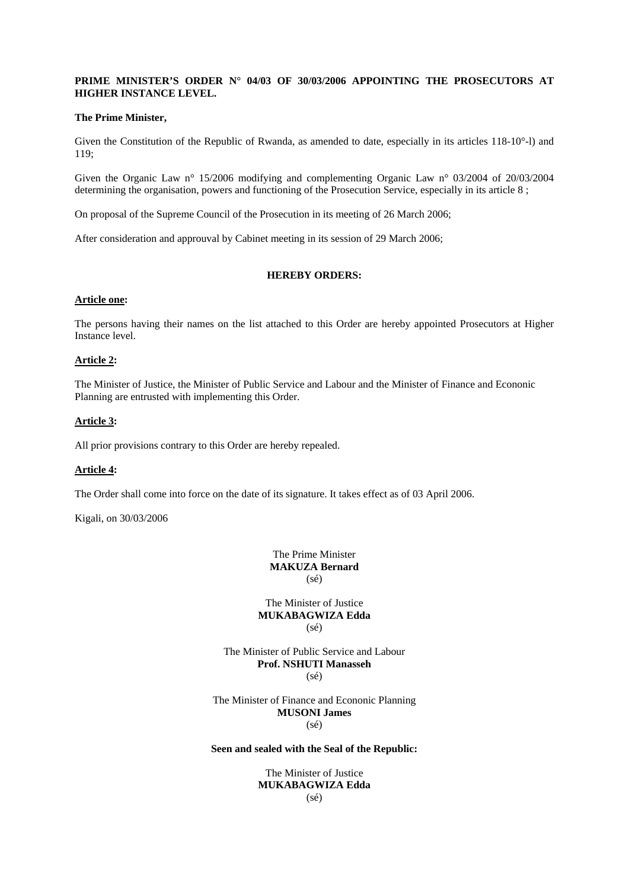**PRIME MINISTER'S ORDER N° 04/03 OF 30/03/2006 APPOINTING THE PROSECUTORS AT HIGHER INSTANCE LEVEL.**

**The Prime Minister,**

Given the Constitution of the Republic of Rwanda, as amended to date, especially in its articles 118-10°-l) and 119;

Given the Organic Law n° 15/2006 modifying and complementing Organic Law n° 03/2004 of 20/03/2004 determining the organisation, powers and functioning of the Prosecution Service, especially in its article 8 ;

On proposal of the Supreme Council of the Prosecution in its meeting of 26 March 2006;

After consideration and approuval by Cabinet meeting in its session of 29 March 2006;

**HEREBY ORDERS:**

**Article one:**

The persons having their names on the list attached to this Order are hereby appointed Prosecutors at Higher Instance level.

**Article 2:**

The Minister of Justice, the Minister of Public Service and Labour and the Minister of Finance and Econonic Planning are entrusted with implementing this Order.

**Article 3:**

All prior provisions contrary to this Order are hereby repealed.

**Article 4:**

The Order shall come into force on the date of its signature. It takes effect as of 03 April 2006.

Kigali, on 30/03/2006

The Prime Minister
**MAKUZA Bernard**
(sé)

The Minister of Justice
**MUKABAGWIZA Edda**
(sé)

The Minister of Public Service and Labour
**Prof. NSHUTI Manasseh**
(sé)

The Minister of Finance and Econonic Planning
**MUSONI James**
(sé)

**Seen and sealed with the Seal of the Republic:**

The Minister of Justice
**MUKABAGWIZA Edda**
(sé)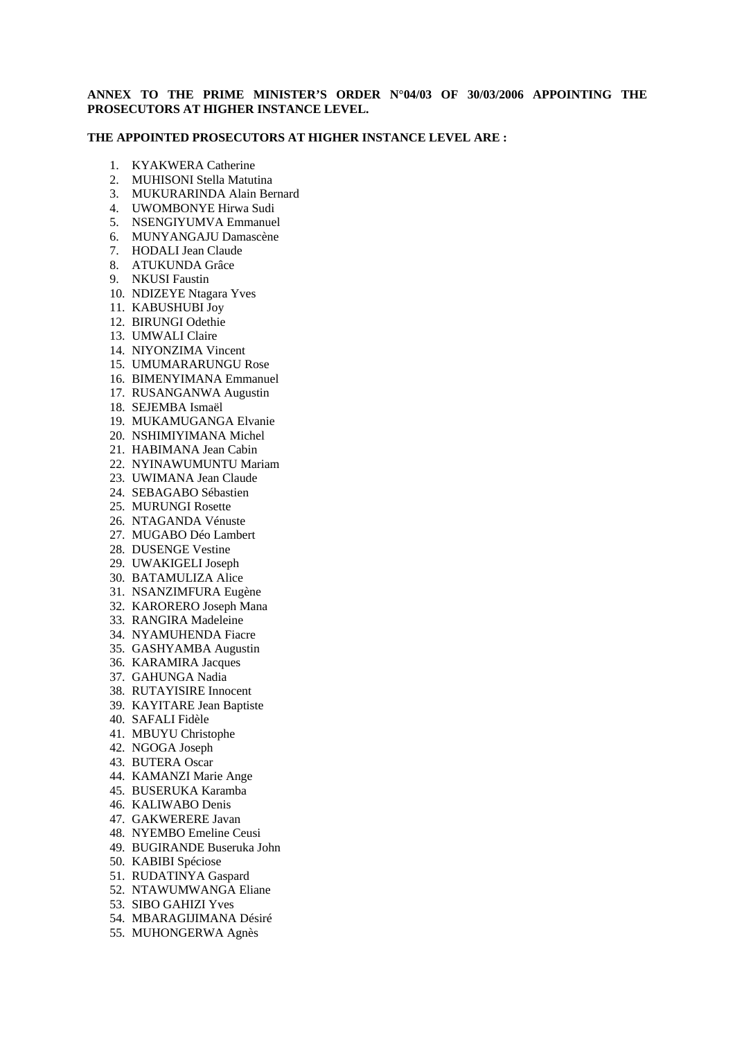**ANNEX TO THE PRIME MINISTER'S ORDER N°04/03 OF 30/03/2006 APPOINTING THE PROSECUTORS AT HIGHER INSTANCE LEVEL.**

**THE APPOINTED PROSECUTORS AT HIGHER INSTANCE LEVEL ARE :**

1. KYAKWERA Catherine
2. MUHISONI Stella Matutina
3. MUKURARINDA Alain Bernard
4. UWOMBONYE Hirwa Sudi
5. NSENGIYUMVA Emmanuel
6. MUNYANGAJU Damascène
7. HODALI Jean Claude
8. ATUKUNDA Grâce
9. NKUSI Faustin
10. NDIZEYE Ntagara Yves
11. KABUSHUBI Joy
12. BIRUNGI Odethie
13. UMWALI Claire
14. NIYONZIMA Vincent
15. UMUMARARUNGU Rose
16. BIMENYIMANA Emmanuel
17. RUSANGANWA Augustin
18. SEJEMBA Ismaël
19. MUKAMUGANGA Elvanie
20. NSHIMIYIMANA Michel
21. HABIMANA Jean Cabin
22. NYINAWUMUNTU Mariam
23. UWIMANA Jean Claude
24. SEBAGABO Sébastien
25. MURUNGI Rosette
26. NTAGANDA Vénuste
27. MUGABO Déo Lambert
28. DUSENGE Vestine
29. UWAKIGELI Joseph
30. BATAMULIZA Alice
31. NSANZIMFURA Eugène
32. KARORERO Joseph Mana
33. RANGIRA Madeleine
34. NYAMUHENDA Fiacre
35. GASHYAMBA Augustin
36. KARAMIRA Jacques
37. GAHUNGA Nadia
38. RUTAYISIRE Innocent
39. KAYITARE Jean Baptiste
40. SAFALI Fidèle
41. MBUYU Christophe
42. NGOGA Joseph
43. BUTERA Oscar
44. KAMANZI Marie Ange
45. BUSERUKA Karamba
46. KALIWABO Denis
47. GAKWERERE Javan
48. NYEMBO Emeline Ceusi
49. BUGIRANDE Buseruka John
50. KABIBI Spéciose
51. RUDATINYA Gaspard
52. NTAWUMWANGA Eliane
53. SIBO GAHIZI Yves
54. MBARAGIJIMANA Désiré
55. MUHONGERWA Agnès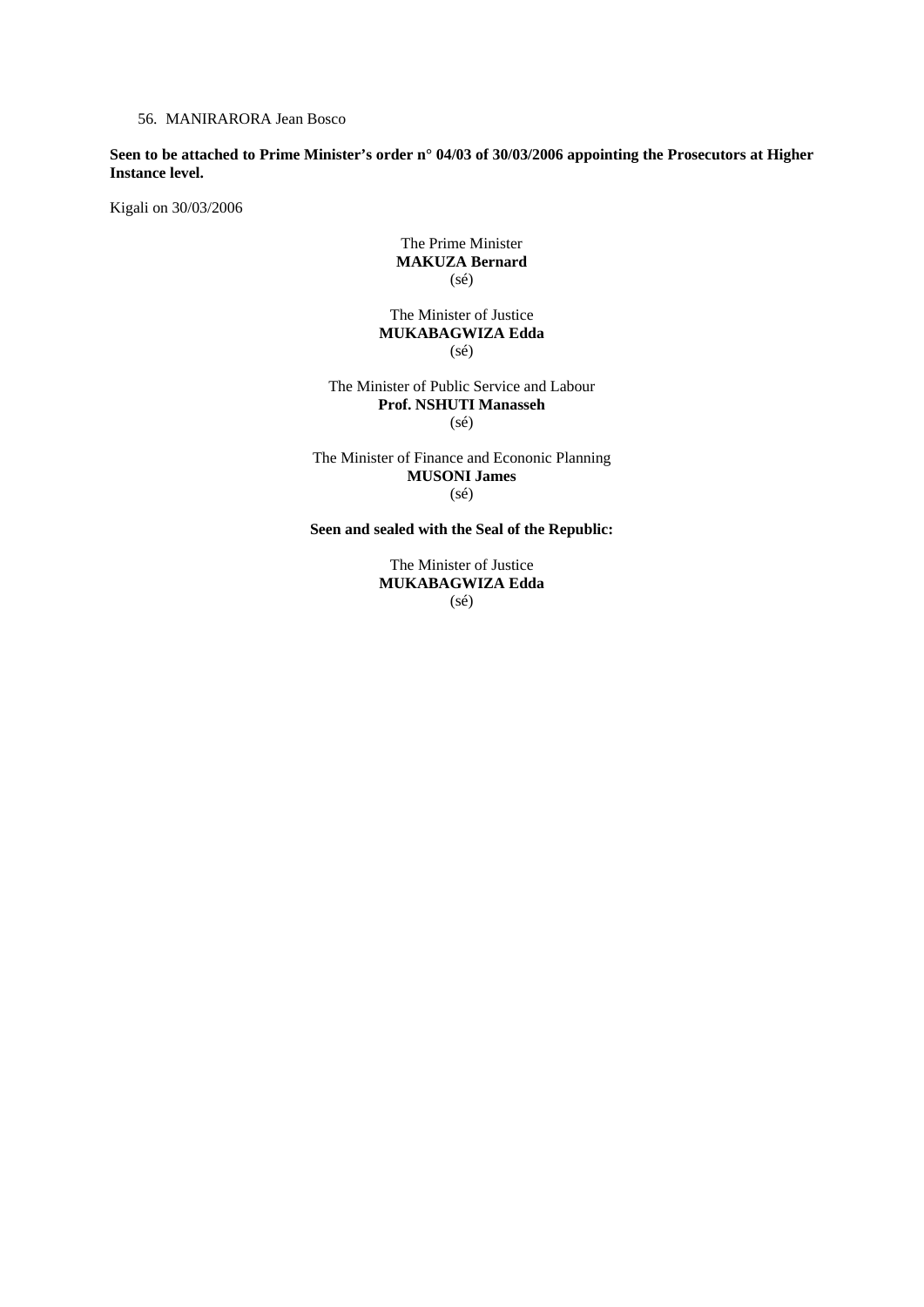56. MANIRARORA Jean Bosco

**Seen to be attached to Prime Minister's order n° 04/03 of 30/03/2006 appointing the Prosecutors at Higher Instance level.**

Kigali on 30/03/2006

The Prime Minister
**MAKUZA Bernard**
(sé)

The Minister of Justice
**MUKABAGWIZA Edda**
(sé)

The Minister of Public Service and Labour
**Prof. NSHUTI Manasseh**
(sé)

The Minister of Finance and Econonic Planning
**MUSONI James**
(sé)

**Seen and sealed with the Seal of the Republic:**

The Minister of Justice
**MUKABAGWIZA Edda**
(sé)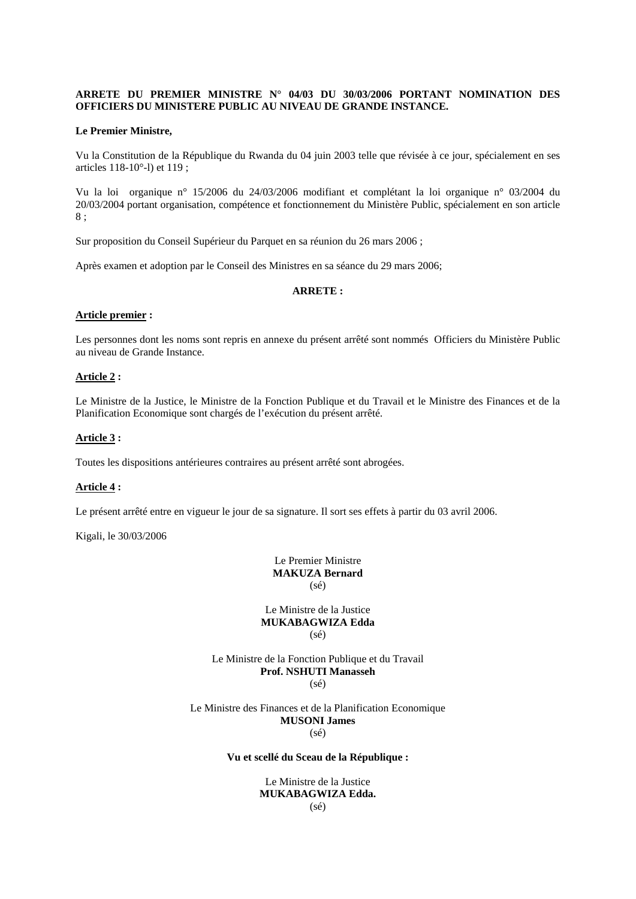**ARRETE DU PREMIER MINISTRE N° 04/03 DU 30/03/2006 PORTANT NOMINATION DES OFFICIERS DU MINISTERE PUBLIC AU NIVEAU DE GRANDE INSTANCE.**

**Le Premier Ministre,**

Vu la Constitution de la République du Rwanda du 04 juin 2003 telle que révisée à ce jour, spécialement en ses articles 118-10°-l) et 119 ;

Vu la loi organique n° 15/2006 du 24/03/2006 modifiant et complétant la loi organique n° 03/2004 du 20/03/2004 portant organisation, compétence et fonctionnement du Ministère Public, spécialement en son article 8 ;

Sur proposition du Conseil Supérieur du Parquet en sa réunion du 26 mars 2006 ;

Après examen et adoption par le Conseil des Ministres en sa séance du 29 mars 2006;

**ARRETE :**

**Article premier :**

Les personnes dont les noms sont repris en annexe du présent arrêté sont nommés Officiers du Ministère Public au niveau de Grande Instance.

**Article 2 :**

Le Ministre de la Justice, le Ministre de la Fonction Publique et du Travail et le Ministre des Finances et de la Planification Economique sont chargés de l'exécution du présent arrêté.

**Article 3 :**

Toutes les dispositions antérieures contraires au présent arrêté sont abrogées.

**Article 4 :**

Le présent arrêté entre en vigueur le jour de sa signature. Il sort ses effets à partir du 03 avril 2006.

Kigali, le 30/03/2006

Le Premier Ministre
**MAKUZA Bernard**
(sé)

Le Ministre de la Justice
**MUKABAGWIZA Edda**
(sé)

Le Ministre de la Fonction Publique et du Travail
**Prof. NSHUTI Manasseh**
(sé)

Le Ministre des Finances et de la Planification Economique
**MUSONI James**
(sé)

**Vu et scellé du Sceau de la République :**

Le Ministre de la Justice
**MUKABAGWIZA Edda.**
(sé)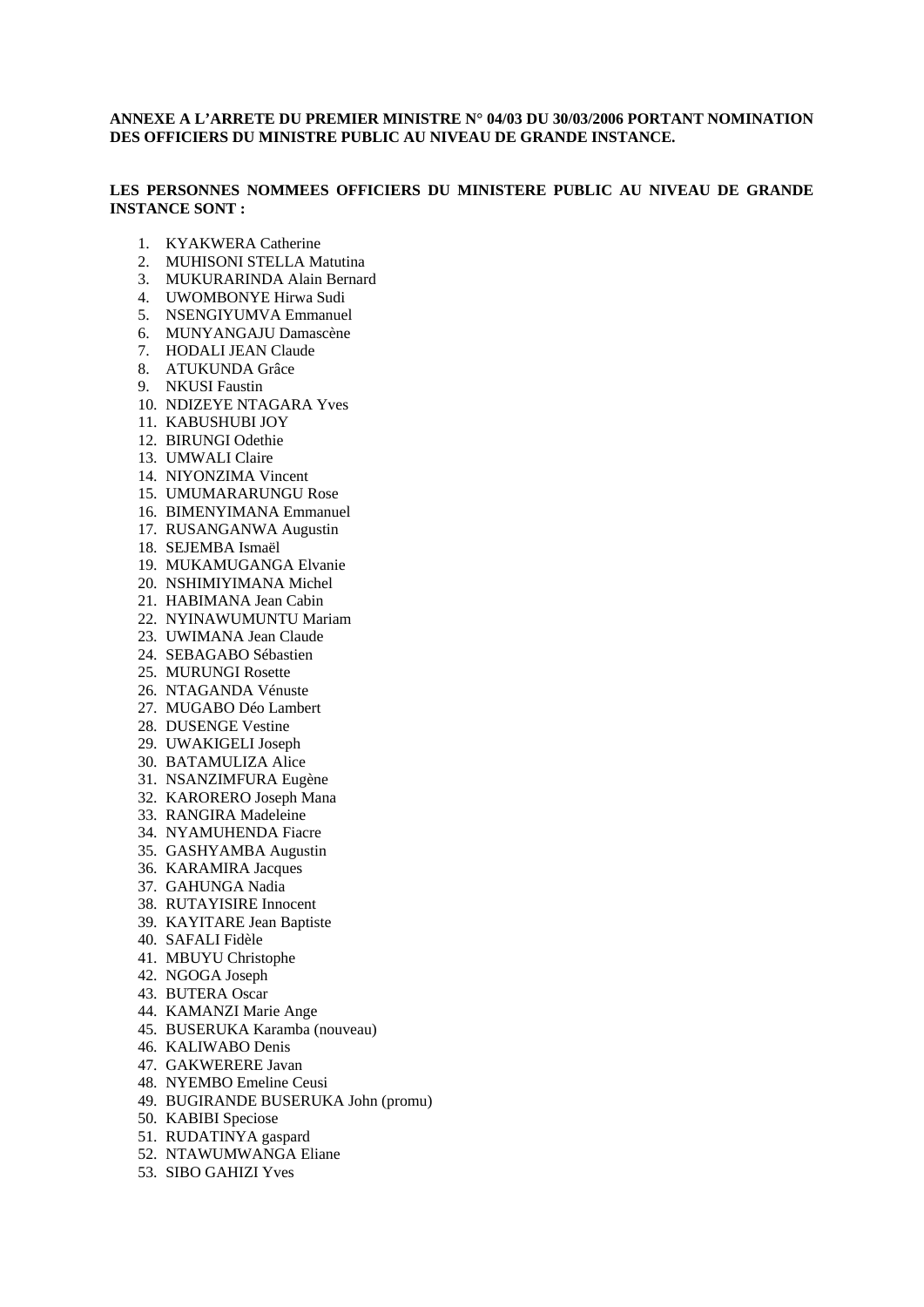**ANNEXE A L'ARRETE DU PREMIER MINISTRE N° 04/03 DU 30/03/2006 PORTANT NOMINATION DES OFFICIERS DU MINISTRE PUBLIC AU NIVEAU DE GRANDE INSTANCE.**

**LES PERSONNES NOMMEES OFFICIERS DU MINISTERE PUBLIC AU NIVEAU DE GRANDE INSTANCE SONT :**

1. KYAKWERA Catherine
2. MUHISONI STELLA Matutina
3. MUKURARINDA Alain Bernard
4. UWOMBONYE Hirwa Sudi
5. NSENGIYUMVA Emmanuel
6. MUNYANGAJU Damascène
7. HODALI JEAN Claude
8. ATUKUNDA Grâce
9. NKUSI Faustin
10. NDIZEYE NTAGARA Yves
11. KABUSHUBI JOY
12. BIRUNGI Odethie
13. UMWALI Claire
14. NIYONZIMA Vincent
15. UMUMARARUNGU Rose
16. BIMENYIMANA Emmanuel
17. RUSANGANWA Augustin
18. SEJEMBA Ismaël
19. MUKAMUGANGA Elvanie
20. NSHIMIYIMANA Michel
21. HABIMANA Jean Cabin
22. NYINAWUMUNTU Mariam
23. UWIMANA Jean Claude
24. SEBAGABO Sébastien
25. MURUNGI Rosette
26. NTAGANDA Vénuste
27. MUGABO Déo Lambert
28. DUSENGE Vestine
29. UWAKIGELI Joseph
30. BATAMULIZA Alice
31. NSANZIMFURA Eugène
32. KARORERO Joseph Mana
33. RANGIRA Madeleine
34. NYAMUHENDA Fiacre
35. GASHYAMBA Augustin
36. KARAMIRA Jacques
37. GAHUNGA Nadia
38. RUTAYISIRE Innocent
39. KAYITARE Jean Baptiste
40. SAFALI Fidèle
41. MBUYU Christophe
42. NGOGA Joseph
43. BUTERA Oscar
44. KAMANZI Marie Ange
45. BUSERUKA Karamba (nouveau)
46. KALIWABO Denis
47. GAKWERERE Javan
48. NYEMBO Emeline Ceusi
49. BUGIRANDE BUSERUKA John (promu)
50. KABIBI Speciose
51. RUDATINYA gaspard
52. NTAWUMWANGA Eliane
53. SIBO GAHIZI Yves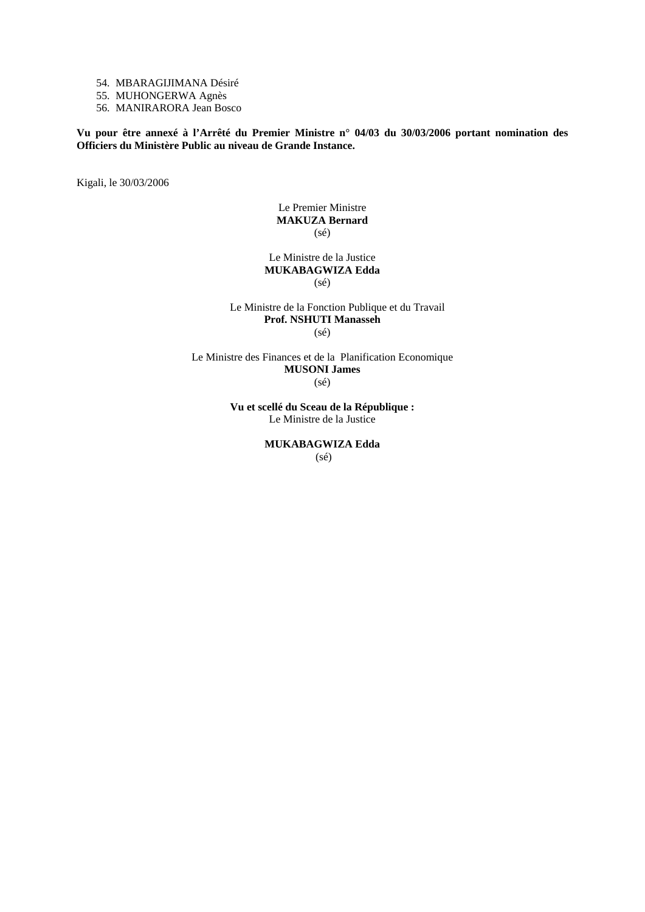54. MBARAGIJIMANA Désiré
55. MUHONGERWA Agnès
56. MANIRARORA Jean Bosco

**Vu pour être annexé à l'Arrêté du Premier Ministre n° 04/03 du 30/03/2006 portant nomination des Officiers du Ministère Public au niveau de Grande Instance.**

Kigali, le 30/03/2006

Le Premier Ministre
**MAKUZA Bernard**
(sé)

Le Ministre de la Justice
**MUKABAGWIZA Edda**
(sé)

Le Ministre de la Fonction Publique et du Travail
**Prof. NSHUTI Manasseh**
(sé)

Le Ministre des Finances et de la Planification Economique
**MUSONI James**
(sé)

**Vu et scellé du Sceau de la République :**
Le Ministre de la Justice

**MUKABAGWIZA Edda**
(sé)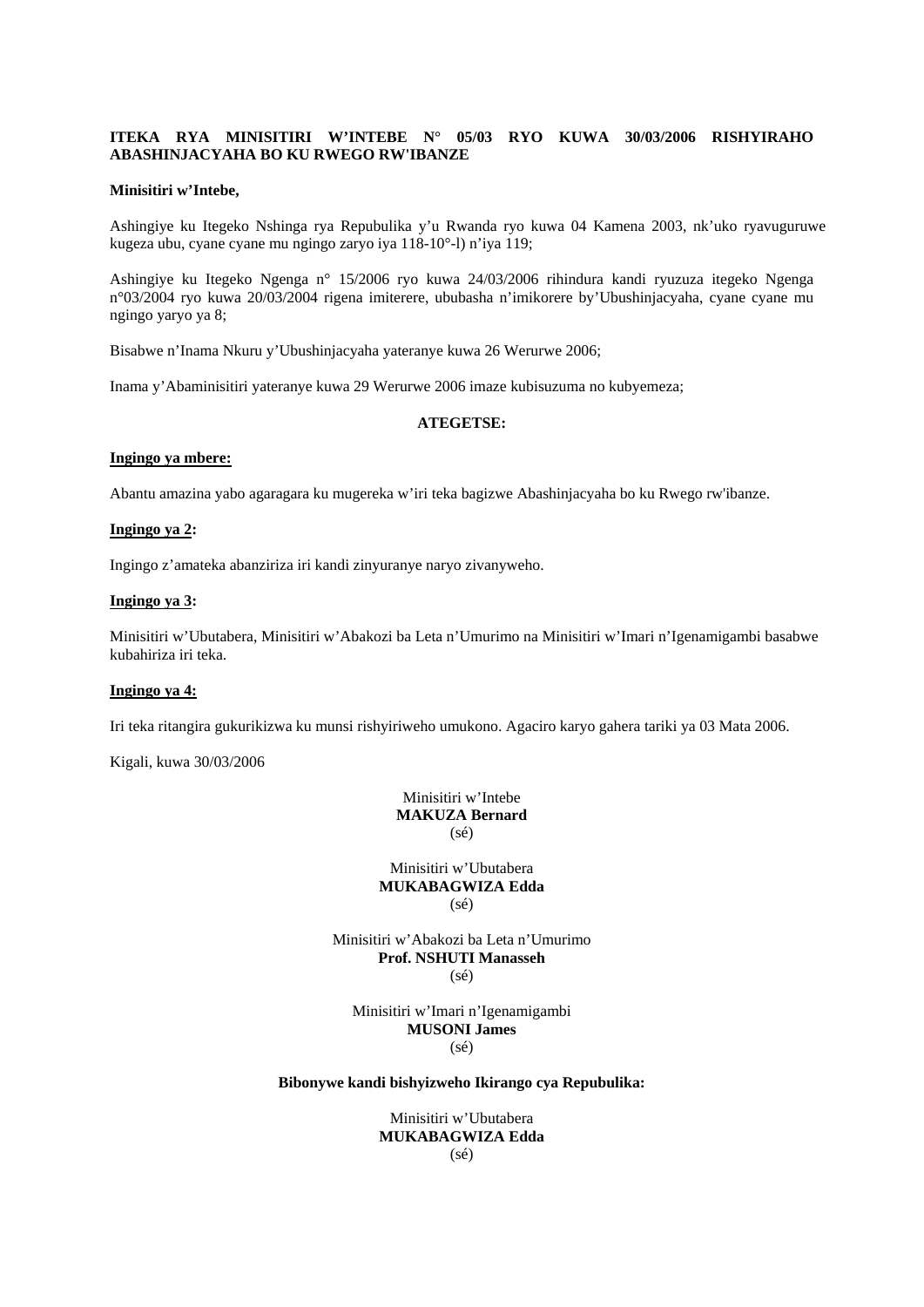**ITEKA RYA MINISITIRI W'INTEBE N° 05/03 RYO KUWA 30/03/2006 RISHYIRAHO ABASHINJACYAHA BO KU RWEGO RW'IBANZE**

**Minisitiri w'Intebe,**

Ashingiye ku Itegeko Nshinga rya Repubulika y'u Rwanda ryo kuwa 04 Kamena 2003, nk'uko ryavuguruwe kugeza ubu, cyane cyane mu ngingo zaryo iya 118-10°-l) n'iya 119;

Ashingiye ku Itegeko Ngenga n° 15/2006 ryo kuwa 24/03/2006 rihindura kandi ryuzuza itegeko Ngenga n°03/2004 ryo kuwa 20/03/2004 rigena imiterere, ububasha n'imikorere by'Ubushinjacyaha, cyane cyane mu ngingo yaryo ya 8;

Bisabwe n'Inama Nkuru y'Ubushinjacyaha yateranye kuwa 26 Werurwe 2006;

Inama y'Abaminisitiri yateranye kuwa 29 Werurwe 2006 imaze kubisuzuma no kubyemeza;

**ATEGETSE:**

**Ingingo ya mbere:**

Abantu amazina yabo agaragara ku mugereka w'iri teka bagizwe Abashinjacyaha bo ku Rwego rw'ibanze.

**Ingingo ya 2:**

Ingingo z'amateka abanziriza iri kandi zinyuranye naryo zivanyweho.

**Ingingo ya 3:**

Minisitiri w'Ubutabera, Minisitiri w'Abakozi ba Leta n'Umurimo na Minisitiri w'Imari n'Igenamigambi basabwe kubahiriza iri teka.

**Ingingo ya 4:**

Iri teka ritangira gukurikizwa ku munsi rishyiriweho umukono. Agaciro karyo gahera tariki ya 03 Mata 2006.

Kigali, kuwa 30/03/2006

Minisitiri w'Intebe
**MAKUZA Bernard**
(sé)

Minisitiri w'Ubutabera
**MUKABAGWIZA Edda**
(sé)

Minisitiri w'Abakozi ba Leta n'Umurimo
**Prof. NSHUTI Manasseh**
(sé)

Minisitiri w'Imari n'Igenamigambi
**MUSONI James**
(sé)

**Bibonywe kandi bishyizweho Ikirango cya Repubulika:**

Minisitiri w'Ubutabera
**MUKABAGWIZA Edda**
(sé)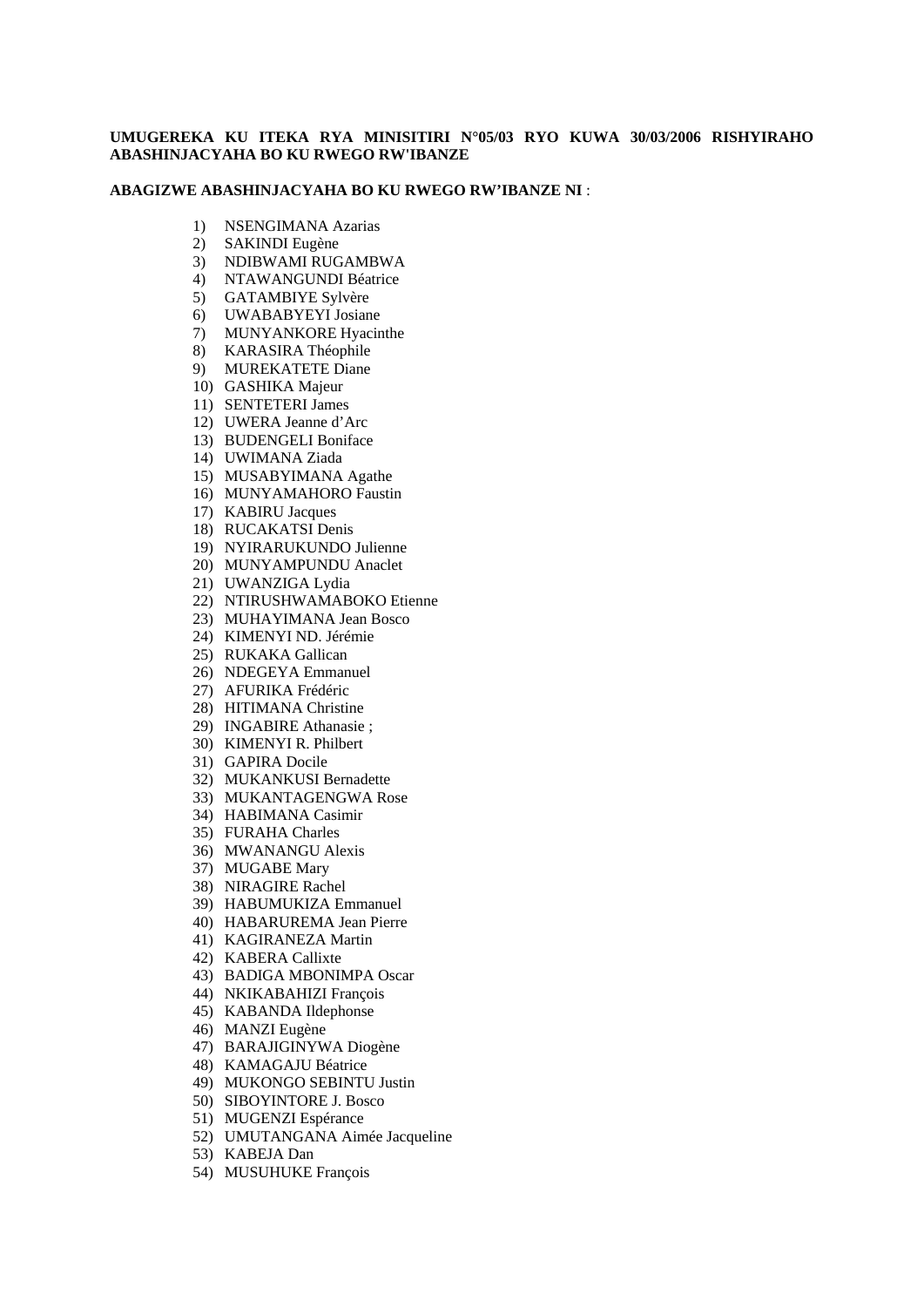**UMUGEREKA KU ITEKA RYA MINISITIRI N°05/03 RYO KUWA 30/03/2006 RISHYIRAHO ABASHINJACYAHA BO KU RWEGO RW'IBANZE**

**ABAGIZWE ABASHINJACYAHA BO KU RWEGO RW'IBANZE NI** :

1) NSENGIMANA Azarias
2) SAKINDI Eugène
3) NDIBWAMI RUGAMBWA
4) NTAWANGUNDI Béatrice
5) GATAMBIYE Sylvère
6) UWABABYEYI Josiane
7) MUNYANKORE Hyacinthe
8) KARASIRA Théophile
9) MUREKATETE Diane
10) GASHIKA Majeur
11) SENTETERI James
12) UWERA Jeanne d'Arc
13) BUDENGELI Boniface
14) UWIMANA Ziada
15) MUSABYIMANA Agathe
16) MUNYAMAHORO Faustin
17) KABIRU Jacques
18) RUCAKATSI Denis
19) NYIRARUKUNDO Julienne
20) MUNYAMPUNDU Anaclet
21) UWANZIGA Lydia
22) NTIRUSHWAMABOKO Etienne
23) MUHAYIMANA Jean Bosco
24) KIMENYI ND. Jérémie
25) RUKAKA Gallican
26) NDEGEYA Emmanuel
27) AFURIKA Frédéric
28) HITIMANA Christine
29) INGABIRE Athanasie ;
30) KIMENYI R. Philbert
31) GAPIRA Docile
32) MUKANKUSI Bernadette
33) MUKANTAGENGWA Rose
34) HABIMANA Casimir
35) FURAHA Charles
36) MWANANGU Alexis
37) MUGABE Mary
38) NIRAGIRE Rachel
39) HABUMUKIZA Emmanuel
40) HABARUREMA Jean Pierre
41) KAGIRANEZA Martin
42) KABERA Callixte
43) BADIGA MBONIMPA Oscar
44) NKIKABAHIZI François
45) KABANDA Ildephonse
46) MANZI Eugène
47) BARAJIGINYWA Diogène
48) KAMAGAJU Béatrice
49) MUKONGO SEBINTU Justin
50) SIBOYINTORE J. Bosco
51) MUGENZI Espérance
52) UMUTANGANA Aimée Jacqueline
53) KABEJA Dan
54) MUSUHUKE François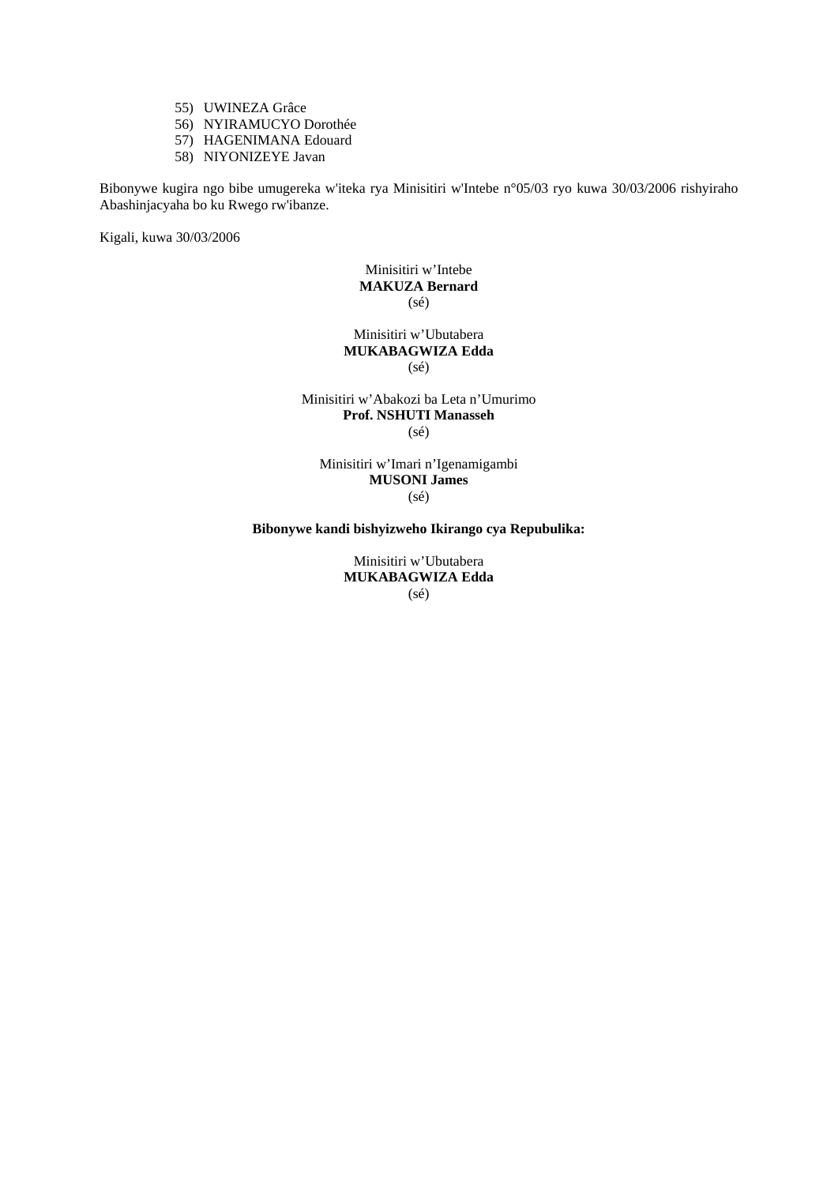55) UWINEZA Grâce
56) NYIRAMUCYO Dorothée
57) HAGENIMANA Edouard
58) NIYONIZEYE Javan

Bibonywe kugira ngo bibe umugereka w'iteka rya Minisitiri w'Intebe n°05/03 ryo kuwa 30/03/2006 rishyiraho Abashinjacyaha bo ku Rwego rw'ibanze.

Kigali, kuwa 30/03/2006

Minisitiri w'Intebe
**MAKUZA Bernard**
(sé)

Minisitiri w'Ubutabera
**MUKABAGWIZA Edda**
(sé)

Minisitiri w'Abakozi ba Leta n'Umurimo
**Prof. NSHUTI Manasseh**
(sé)

Minisitiri w'Imari n'Igenamigambi
**MUSONI James**
(sé)

**Bibonywe kandi bishyizweho Ikirango cya Repubulika:**

Minisitiri w'Ubutabera
**MUKABAGWIZA Edda**
(sé)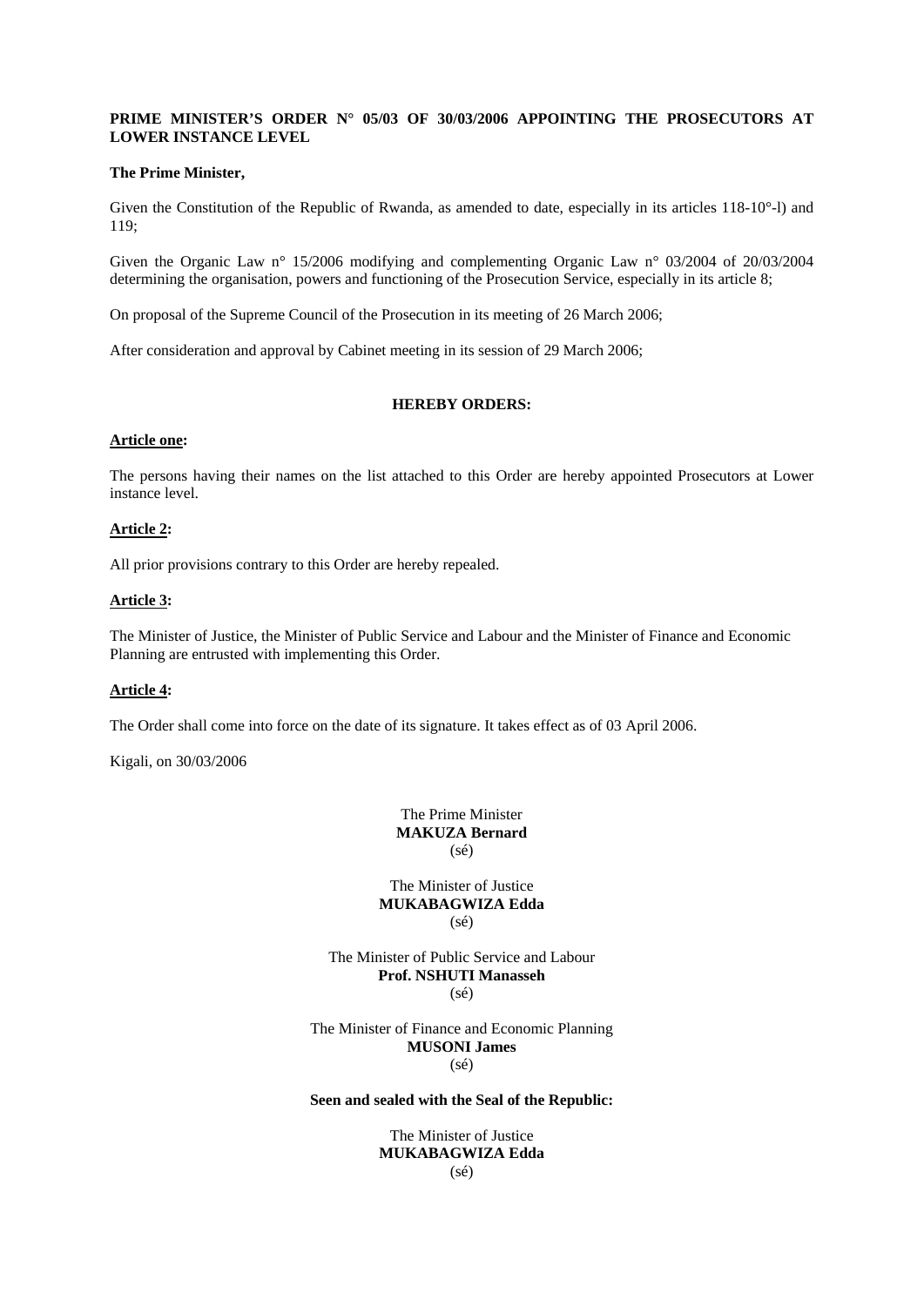**PRIME MINISTER'S ORDER N° 05/03 OF 30/03/2006 APPOINTING THE PROSECUTORS AT LOWER INSTANCE LEVEL**

**The Prime Minister,**

Given the Constitution of the Republic of Rwanda, as amended to date, especially in its articles 118-10°-l) and 119;

Given the Organic Law n° 15/2006 modifying and complementing Organic Law n° 03/2004 of 20/03/2004 determining the organisation, powers and functioning of the Prosecution Service, especially in its article 8;

On proposal of the Supreme Council of the Prosecution in its meeting of 26 March 2006;

After consideration and approval by Cabinet meeting in its session of 29 March 2006;

**HEREBY ORDERS:**

**Article one:**

The persons having their names on the list attached to this Order are hereby appointed Prosecutors at Lower instance level.

**Article 2:**

All prior provisions contrary to this Order are hereby repealed.

**Article 3:**

The Minister of Justice, the Minister of Public Service and Labour and the Minister of Finance and Economic Planning are entrusted with implementing this Order.

**Article 4:**

The Order shall come into force on the date of its signature. It takes effect as of 03 April 2006.

Kigali, on 30/03/2006

The Prime Minister
**MAKUZA Bernard**
(sé)

The Minister of Justice
**MUKABAGWIZA Edda**
(sé)

The Minister of Public Service and Labour
**Prof. NSHUTI Manasseh**
(sé)

The Minister of Finance and Economic Planning
**MUSONI James**
(sé)

**Seen and sealed with the Seal of the Republic:**

The Minister of Justice
**MUKABAGWIZA Edda**
(sé)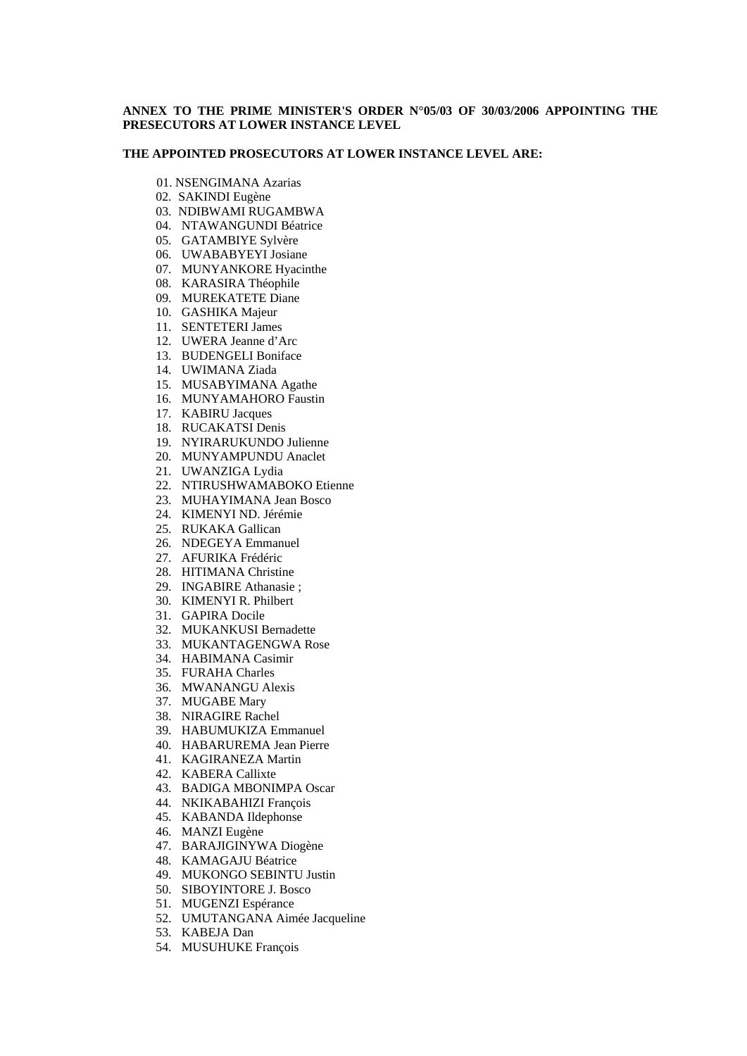**ANNEX TO THE PRIME MINISTER'S ORDER N°05/03 OF 30/03/2006 APPOINTING THE PRESECUTORS AT LOWER INSTANCE LEVEL**

**THE APPOINTED PROSECUTORS AT LOWER INSTANCE LEVEL ARE:**

01. NSENGIMANA Azarias
02. SAKINDI Eugène
03. NDIBWAMI RUGAMBWA
04. NTAWANGUNDI Béatrice
05. GATAMBIYE Sylvère
06. UWABABYEYI Josiane
07. MUNYANKORE Hyacinthe
08. KARASIRA Théophile
09. MUREKATETE Diane
10. GASHIKA Majeur
11. SENTETERI James
12. UWERA Jeanne d'Arc
13. BUDENGELI Boniface
14. UWIMANA Ziada
15. MUSABYIMANA Agathe
16. MUNYAMAHORO Faustin
17. KABIRU Jacques
18. RUCAKATSI Denis
19. NYIRARUKUNDO Julienne
20. MUNYAMPUNDU Anaclet
21. UWANZIGA Lydia
22. NTIRUSHWAMABOKO Etienne
23. MUHAYIMANA Jean Bosco
24. KIMENYI ND. Jérémie
25. RUKAKA Gallican
26. NDEGEYA Emmanuel
27. AFURIKA Frédéric
28. HITIMANA Christine
29. INGABIRE Athanasie ;
30. KIMENYI R. Philbert
31. GAPIRA Docile
32. MUKANKUSI Bernadette
33. MUKANTAGENGWA Rose
34. HABIMANA Casimir
35. FURAHA Charles
36. MWANANGU Alexis
37. MUGABE Mary
38. NIRAGIRE Rachel
39. HABUMUKIZA Emmanuel
40. HABARUREMA Jean Pierre
41. KAGIRANEZA Martin
42. KABERA Callixte
43. BADIGA MBONIMPA Oscar
44. NKIKABAHIZI François
45. KABANDA Ildephonse
46. MANZI Eugène
47. BARAJIGINYWA Diogène
48. KAMAGAJU Béatrice
49. MUKONGO SEBINTU Justin
50. SIBOYINTORE J. Bosco
51. MUGENZI Espérance
52. UMUTANGANA Aimée Jacqueline
53. KABEJA Dan
54. MUSUHUKE François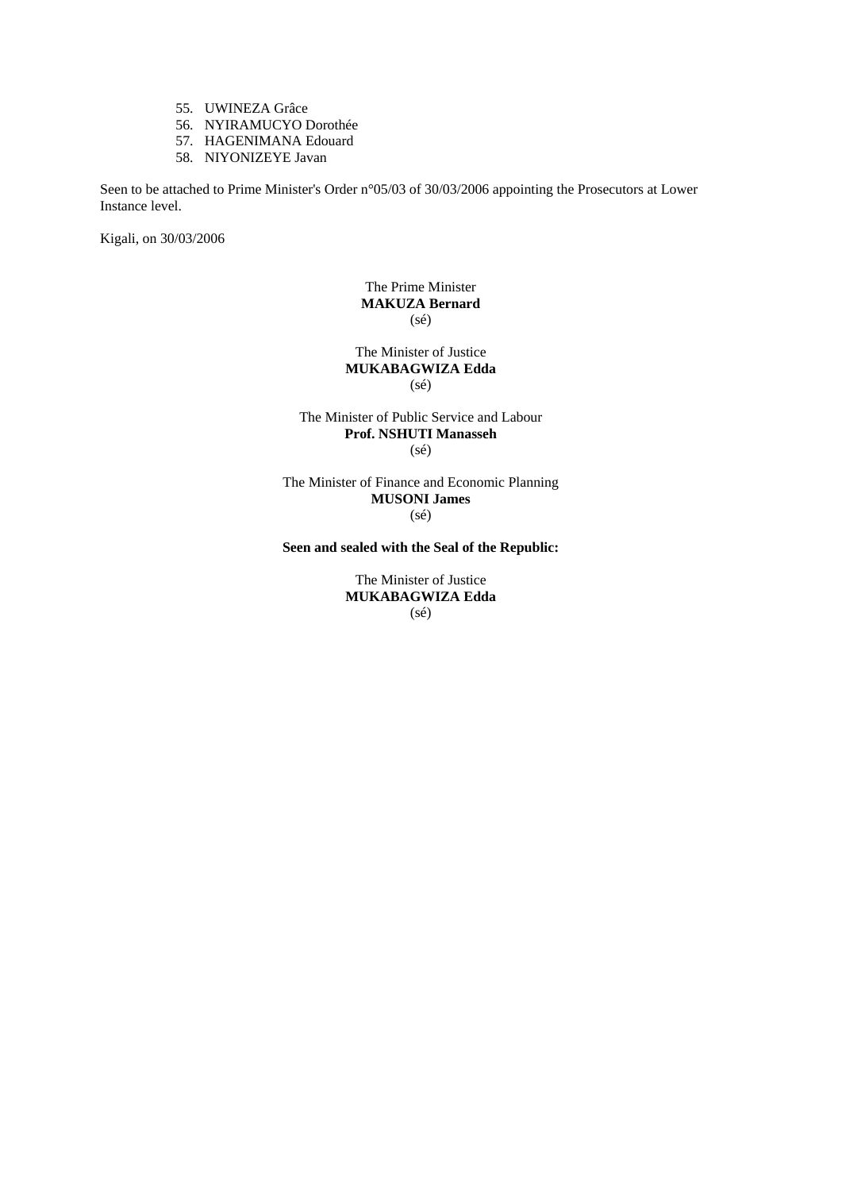55. UWINEZA Grâce
56. NYIRAMUCYO Dorothée
57. HAGENIMANA Edouard
58. NIYONIZEYE Javan

Seen to be attached to Prime Minister's Order n°05/03 of 30/03/2006 appointing the Prosecutors at Lower Instance level.

Kigali, on 30/03/2006

The Prime Minister
**MAKUZA Bernard**
(sé)

The Minister of Justice
**MUKABAGWIZA Edda**
(sé)

The Minister of Public Service and Labour
**Prof. NSHUTI Manasseh**
(sé)

The Minister of Finance and Economic Planning
**MUSONI James**
(sé)

**Seen and sealed with the Seal of the Republic:**

The Minister of Justice
**MUKABAGWIZA Edda**
(sé)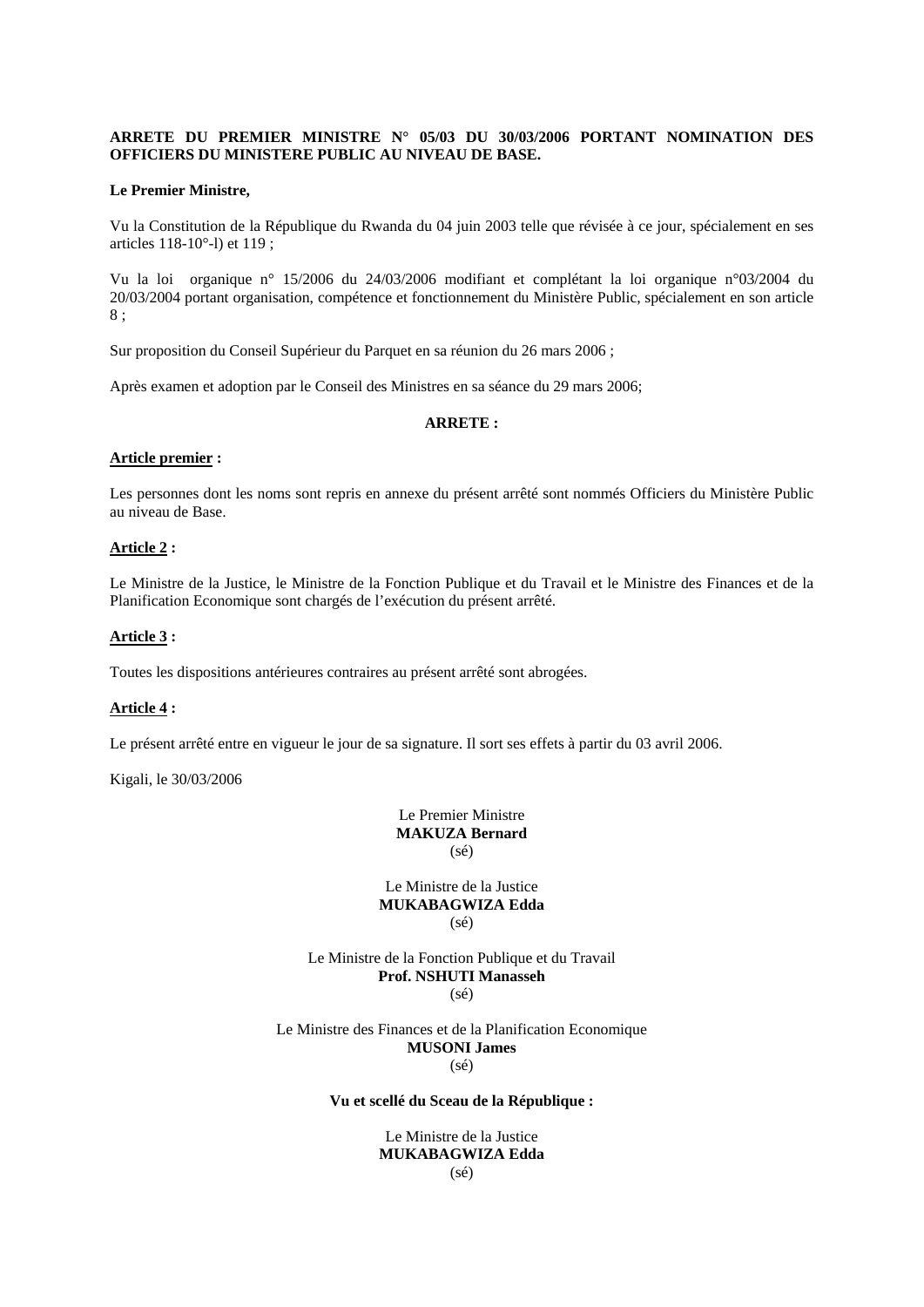**ARRETE DU PREMIER MINISTRE N° 05/03 DU 30/03/2006 PORTANT NOMINATION DES OFFICIERS DU MINISTERE PUBLIC AU NIVEAU DE BASE.**

**Le Premier Ministre,**

Vu la Constitution de la République du Rwanda du 04 juin 2003 telle que révisée à ce jour, spécialement en ses articles 118-10°-l) et 119 ;

Vu la loi organique n° 15/2006 du 24/03/2006 modifiant et complétant la loi organique n°03/2004 du 20/03/2004 portant organisation, compétence et fonctionnement du Ministère Public, spécialement en son article 8 ;

Sur proposition du Conseil Supérieur du Parquet en sa réunion du 26 mars 2006 ;

Après examen et adoption par le Conseil des Ministres en sa séance du 29 mars 2006;

**ARRETE :**

**Article premier :**

Les personnes dont les noms sont repris en annexe du présent arrêté sont nommés Officiers du Ministère Public au niveau de Base.

**Article 2 :**

Le Ministre de la Justice, le Ministre de la Fonction Publique et du Travail et le Ministre des Finances et de la Planification Economique sont chargés de l'exécution du présent arrêté.

**Article 3 :**

Toutes les dispositions antérieures contraires au présent arrêté sont abrogées.

**Article 4 :**

Le présent arrêté entre en vigueur le jour de sa signature. Il sort ses effets à partir du 03 avril 2006.

Kigali, le 30/03/2006

Le Premier Ministre
**MAKUZA Bernard**
(sé)

Le Ministre de la Justice
**MUKABAGWIZA Edda**
(sé)

Le Ministre de la Fonction Publique et du Travail
**Prof. NSHUTI Manasseh**
(sé)

Le Ministre des Finances et de la Planification Economique
**MUSONI James**
(sé)

**Vu et scellé du Sceau de la République :**

Le Ministre de la Justice
**MUKABAGWIZA Edda**
(sé)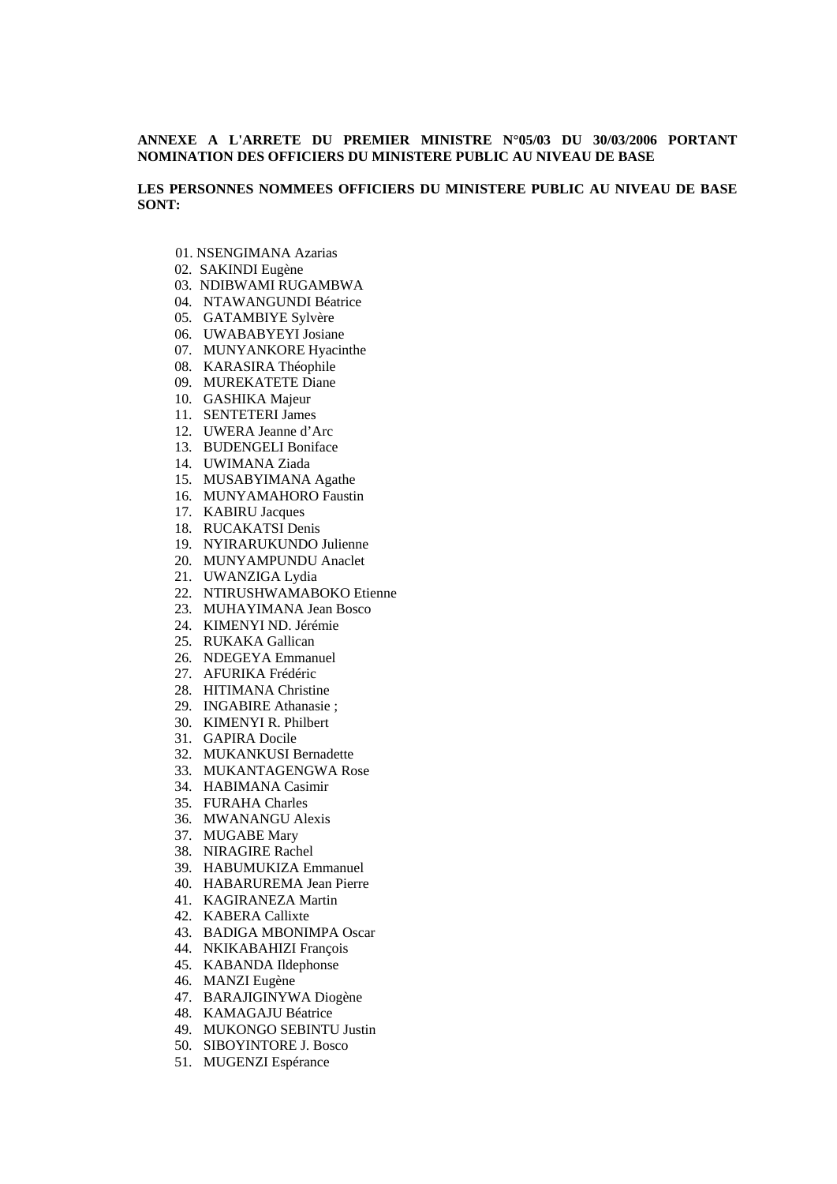**ANNEXE A L'ARRETE DU PREMIER MINISTRE N°05/03 DU 30/03/2006 PORTANT NOMINATION DES OFFICIERS DU MINISTERE PUBLIC AU NIVEAU DE BASE**

**LES PERSONNES NOMMEES OFFICIERS DU MINISTERE PUBLIC AU NIVEAU DE BASE SONT:**

01. NSENGIMANA Azarias
02. SAKINDI Eugène
03. NDIBWAMI RUGAMBWA
04. NTAWANGUNDI Béatrice
05. GATAMBIYE Sylvère
06. UWABABYEYI Josiane
07. MUNYANKORE Hyacinthe
08. KARASIRA Théophile
09. MUREKATETE Diane
10. GASHIKA Majeur
11. SENTETERI James
12. UWERA Jeanne d'Arc
13. BUDENGELI Boniface
14. UWIMANA Ziada
15. MUSABYIMANA Agathe
16. MUNYAMAHORO Faustin
17. KABIRU Jacques
18. RUCAKATSI Denis
19. NYIRARUKUNDO Julienne
20. MUNYAMPUNDU Anaclet
21. UWANZIGA Lydia
22. NTIRUSHWAMABOKO Etienne
23. MUHAYIMANA Jean Bosco
24. KIMENYI ND. Jérémie
25. RUKAKA Gallican
26. NDEGEYA Emmanuel
27. AFURIKA Frédéric
28. HITIMANA Christine
29. INGABIRE Athanasie ;
30. KIMENYI R. Philbert
31. GAPIRA Docile
32. MUKANKUSI Bernadette
33. MUKANTAGENGWA Rose
34. HABIMANA Casimir
35. FURAHA Charles
36. MWANANGU Alexis
37. MUGABE Mary
38. NIRAGIRE Rachel
39. HABUMUKIZA Emmanuel
40. HABARUREMA Jean Pierre
41. KAGIRANEZA Martin
42. KABERA Callixte
43. BADIGA MBONIMPA Oscar
44. NKIKABAHIZI François
45. KABANDA Ildephonse
46. MANZI Eugène
47. BARAJIGINYWA Diogène
48. KAMAGAJU Béatrice
49. MUKONGO SEBINTU Justin
50. SIBOYINTORE J. Bosco
51. MUGENZI Espérance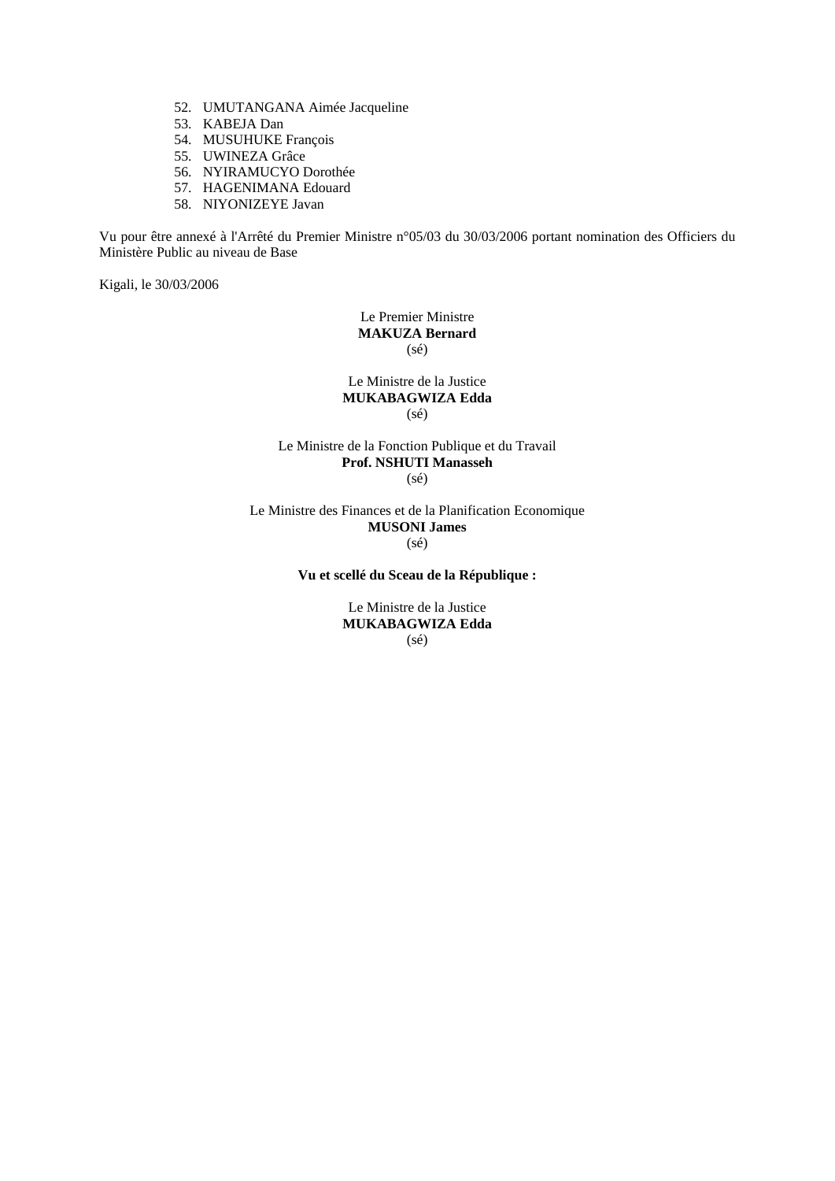52. UMUTANGANA Aimée Jacqueline
53. KABEJA Dan
54. MUSUHUKE François
55. UWINEZA Grâce
56. NYIRAMUCYO Dorothée
57. HAGENIMANA Edouard
58. NIYONIZEYE Javan

Vu pour être annexé à l'Arrêté du Premier Ministre n°05/03 du 30/03/2006 portant nomination des Officiers du Ministère Public au niveau de Base

Kigali, le 30/03/2006

Le Premier Ministre
**MAKUZA Bernard**
(sé)

Le Ministre de la Justice
**MUKABAGWIZA Edda**
(sé)

Le Ministre de la Fonction Publique et du Travail
**Prof. NSHUTI Manasseh**
(sé)

Le Ministre des Finances et de la Planification Economique
**MUSONI James**
(sé)

**Vu et scellé du Sceau de la République :**

Le Ministre de la Justice
**MUKABAGWIZA Edda**
(sé)